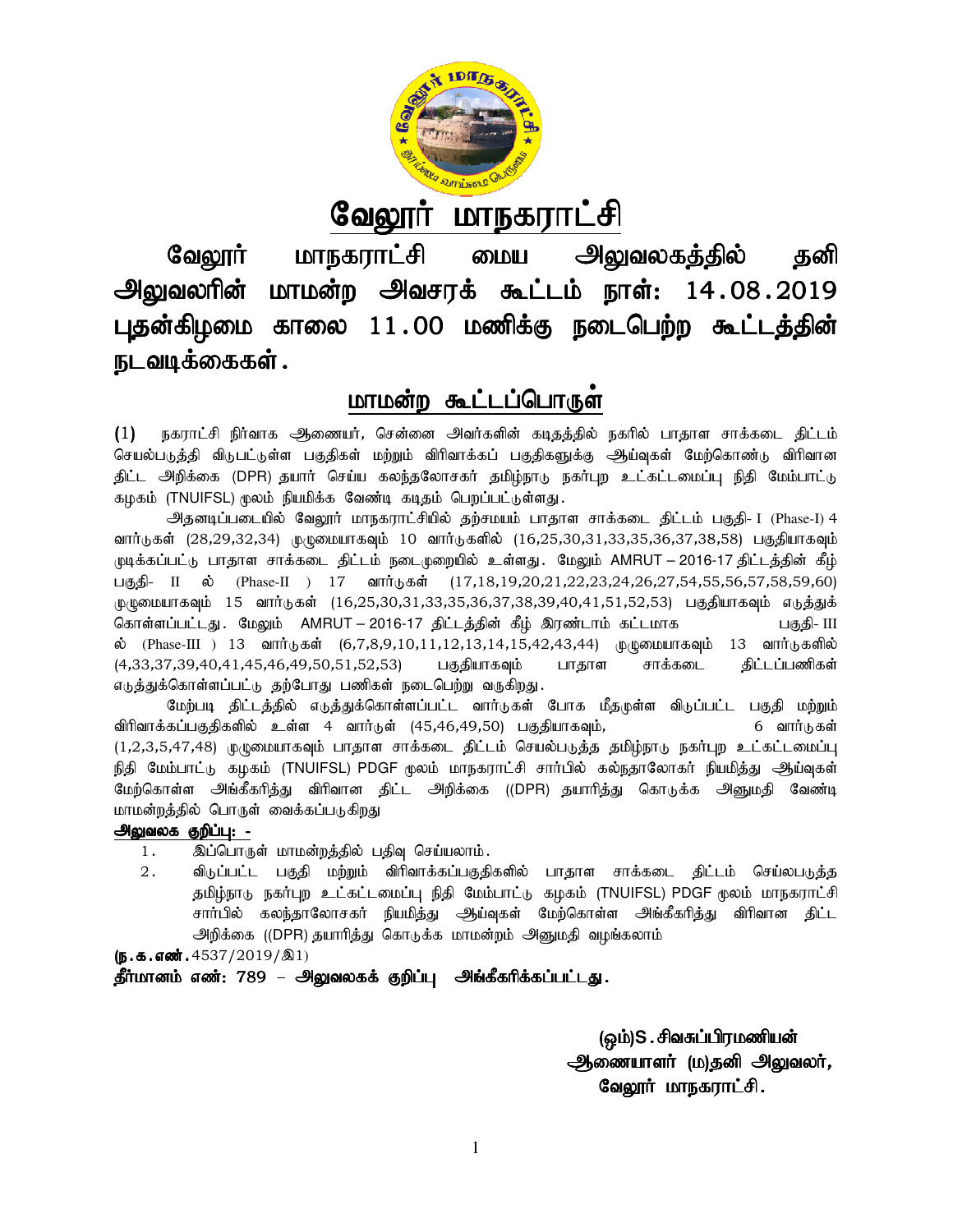# வேலூர் மாநகராட்சி

## வேலூர் மாநகராட்சி மைய அலுவலகத்தில் தனி அலுவலரின் மாமன்ற அவசரக் கூட்டம் நாள்: 14.08.2019 புதன்கிழமை காலை 11.00 மணிக்கு நடைபெற்ற கூட்டத்தின் நடவடிக்கைகள்.

## மாமன்ற கூட்டப்பொருள்

(1) நகராட்சி நிர்வாக ஆணையர், சென்னை அவர்களின் கடிதத்தில் நகரில் பாதாள சாக்கடை திட்டம் செயல்படுத்தி விடுபட்டுள்ள பகுதிகள் மற்றும் விரிவாக்கப் பகுதிகளுக்கு ஆய்வுகள் மேற்கொண்டு விரிவான திட்ட அறிக்கை (DPR) தயார் செய்ய கலந்தலோசகர் தமிழ்நாடு நகர்புற உட்கட்டமைப்பு நிதி மேம்பாட்டு கழகம் (TNUIFSL) மூலம் நியமிக்க வேண்டி கடிதம் பெறப்பட்டுள்ளது.

அதனடிப்படையில் வேலூர் மாநகராட்சியில் தற்சமயம் பாதாள சாக்கடை திட்டம் பகுதி- I (Phase-I) 4 வார்டுகள் (28,29,32,34) முழுமையாகவும் 10 வார்டுகளில் (16,25,30,31,33,35,36,37,38,58) பகுதியாகவும் முடிக்கப்பட்டு பாதாள சாக்கடை திட்டம் நடைமுறையில் உள்ளது. மேலும் AMRUT – 2016-17 திட்டத்தின் கீழ் பகுதி- II ல் (Phase-II ) 17 வார்டுகள் (17,18,19,20,21,22,23,24,26,27,54,55,56,57,58,59,60) முழுமையாகவும் 15 வார்டுகள் (16,25,30,31,33,35,36,37,38,39,40,41,51,52,53) பகுதியாகவும் எடுத்துக் கொள்ளப்பட்டது. மேலும் AMRUT – 2016-17 திட்டத்தின் கீழ் இரண்டாம் கட்டமாக பகுதி- III ல் (Phase-III ) 13 வார்டுகள் (6,7,8,9,10,11,12,13,14,15,42,43,44) முழுமையாகவும் 13 வார்டுகளில் (4,33,37,39,40,41,45,46,49,50,51,52,53) பகுதியாகவும் பாதாள சாக்கடை திட்டப்பணிகள் எடுத்துக்கொள்ளப்பட்டு தற்போது பணிகள் நடைபெற்று வருகிறது.

மேற்படி திட்டத்தில் எடுத்துக்கொள்ளப்பட்ட வார்டுகள் போக மீதமுள்ள விடுப்பட்ட பகுதி மற்றும் விரிவாக்கப்பகுதிகளில் உள்ள 4 வார்டுள் (45,46,49,50) பகுதியாகவும், 6 வார்டுகள் (1,2,3,5,47,48) முழுமையாகவும் பாதாள சாக்கடை திட்டம் செயல்படுத்த தமிழ்நாடு நகர்புற உட்கட்டமைப்பு நிதி மேம்பாட்டு கழகம் (TNUIFSL) PDGF மூலம் மாநகராட்சி சார்பில் கல்நதாலோகர் நியமித்து ஆய்வுகள் மேற்கொள்ள அங்கீகரித்து விரிவான திட்ட அறிக்கை ((DPR) தயாரித்து கொடுக்க அனுமதி வேண்டி மாமன்றத்தில் பொருள் வைக்கப்படுகிறது

**அலுவலக குறிப்பு: -**

1. இப்பொருள் மாமன்றத்தில் பதிவு செய்யலாம்.
2. விடுப்பட்ட பகுதி மற்றும் விரிவாக்கப்பகுதிகளில் பாதாள சாக்கடை திட்டம் செயலபடுத்த தமிழ்நாடு நகர்புற உட்கட்டமைப்பு நிதி மேம்பாட்டு கழகம் (TNUIFSL) PDGF மூலம் மாநகராட்சி சார்பில் கலந்தாலோசகர் நியமித்து ஆய்வுகள் மேற்கொள்ள அங்கீகரித்து விரிவான திட்ட அறிக்கை ((DPR) தயாரித்து கொடுக்க மாமன்றம் அனுமதி வழங்கலாம்

**(ந.க.எண்.**4537/2019/இ1)

**தீர்மானம் எண்: 789 – அலுவலகக் குறிப்பு அங்கீகரிக்கப்பட்டது.**

**(ஒம்)S.சிவசுப்பிரமணியன்**
**ஆணையாளர் (ம)தனி அலுவலர்,**
**வேலூர் மாநகராட்சி.**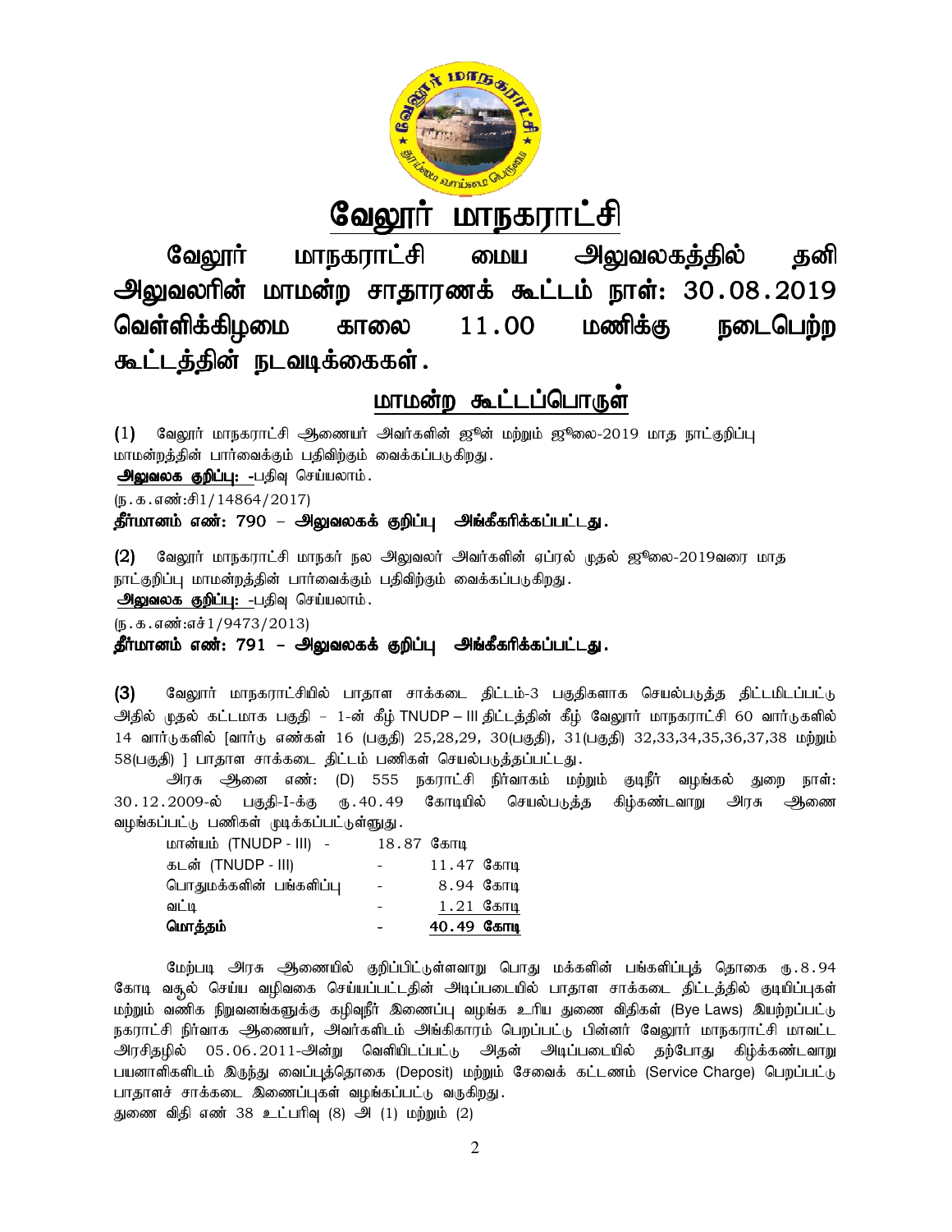# வேலூர் மாநகராட்சி

## வேலூர் மாநகராட்சி மைய அலுவலகத்தில் தனி அலுவலரின் மாமன்ற சாதாரணக் கூட்டம் நாள்: 30.08.2019 வெள்ளிக்கிழமை காலை 11.00 மணிக்கு நடைபெற்ற கூட்டத்தின் நடவடிக்கைகள்.

## மாமன்ற கூட்டப்பொருள்

**(1)** வேலூர் மாநகராட்சி ஆணையர் அவர்களின் ஜூன் மற்றும் ஜூலை-2019 மாத நாட்குறிப்பு மாமன்றத்தின் பார்வைக்கும் பதிவிற்கும் வைக்கப்படுகிறது.

**அலுவலக குறிப்பு: -**பதிவு செய்யலாம்.

(ந.க.எண்:சி1/14864/2017)

**தீர்மானம் எண்: 790 – அலுவலகக் குறிப்பு அங்கீகரிக்கப்பட்டது.**

**(2)** வேலூர் மாநகராட்சி மாநகர் நல அலுவலர் அவர்களின் ஏப்ரல் முதல் ஜூலை-2019வரை மாத நாட்குறிப்பு மாமன்றத்தின் பார்வைக்கும் பதிவிற்கும் வைக்கப்படுகிறது.

**அலுவலக குறிப்பு: -**பதிவு செய்யலாம்.

(ந.க.எண்:எச்1/9473/2013)

**தீர்மானம் எண்: 791 – அலுவலகக் குறிப்பு அங்கீகரிக்கப்பட்டது.**

**(3)** வேலூர் மாநகராட்சியில் பாதாள சாக்கடை திட்டம்-3 பகுதிகளாக செயல்படுத்த திட்டமிடப்பட்டு அதில் முதல் கட்டமாக பகுதி – 1-ன் கீழ் TNUDP – III திட்டத்தின் கீழ் வேலூர் மாநகராட்சி 60 வார்டுகளில் 14 வார்டுகளில் [வார்டு எண்கள் 16 (பகுதி) 25,28,29, 30(பகுதி), 31(பகுதி) 32,33,34,35,36,37,38 மற்றும் 58(பகுதி) ] பாதாள சாக்கடை திட்டம் பணிகள் செயல்படுத்தப்பட்டது.

அரசு ஆணை எண்: (D) 555 நகராட்சி நிர்வாகம் மற்றும் குடிநீர் வழங்கல் துறை நாள்: 30.12.2009-ல் பகுதி-I-க்கு ரூ.40.49 கோடியில் செயல்படுத்த கிழ்கண்டவாறு அரசு ஆணை வழங்கப்பட்டு பணிகள் முடிக்கப்பட்டுள்ளது.

| | | |
|---|---|---|
| மான்யம் (TNUDP - III) | - | 18.87 கோடி |
| கடன் (TNUDP - III) | - | 11.47 கோடி |
| பொதுமக்களின் பங்களிப்பு | - | 8.94 கோடி |
| வட்டி | - | 1.21 கோடி |
| **மொத்தம்** | - | **40.49 கோடி** |

மேற்படி அரசு ஆணையில் குறிப்பிட்டுள்ளவாறு பொது மக்களின் பங்களிப்புத் தொகை ரூ.8.94 கோடி வசூல் செய்ய வழிவகை செய்யப்பட்டதின் அடிப்படையில் பாதாள சாக்கடை திட்டத்தில் குடியிப்புகள் மற்றும் வணிக நிறுவனங்களுக்கு கழிவுநீர் இணைப்பு வழங்க உரிய துணை விதிகள் (Bye Laws) இயற்றப்பட்டு நகராட்சி நிர்வாக ஆணையர், அவர்களிடம் அங்கிகாரம் பெறப்பட்டு பின்னர் வேலூர் மாநகராட்சி மாவட்ட அரசிதழில் 05.06.2011-அன்று வெளியிடப்பட்டு அதன் அடிப்படையில் தற்போது கிழ்க்கண்டவாறு பயனாளிகளிடம் இருந்து வைப்புத்தொகை (Deposit) மற்றும் சேவைக் கட்டணம் (Service Charge) பெறப்பட்டு பாதாளச் சாக்கடை இணைப்புகள் வழங்கப்பட்டு வருகிறது.

துணை விதி எண் 38 உட்பரிவு (8) அ (1) மற்றும் (2)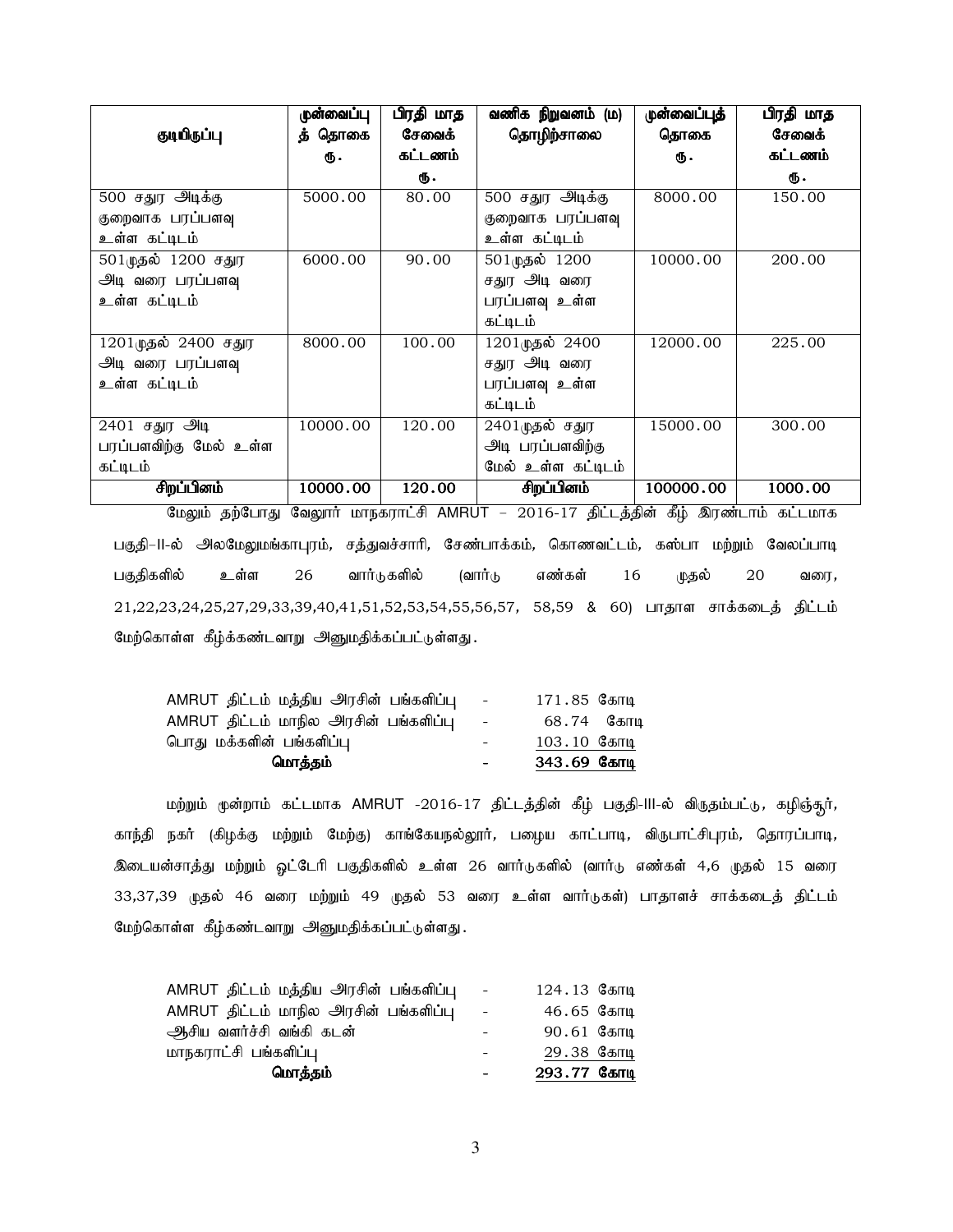| குடியிருப்பு | முன்வைப்புத் தொகை ரூ. | பிரதி மாத சேவைக் கட்டணம் ரூ. | வணிக நிறுவனம் (ம) தொழிற்சாலை | முன்வைப்புத் தொகை ரூ. | பிரதி மாத சேவைக் கட்டணம் ரூ. |
|---|---|---|---|---|---|
| 500 சதுர அடிக்கு குறைவாக பரப்பளவு உள்ள கட்டிடம் | 5000.00 | 80.00 | 500 சதுர அடிக்கு குறைவாக பரப்பளவு உள்ள கட்டிடம் | 8000.00 | 150.00 |
| 501முதல் 1200 சதுர அடி வரை பரப்பளவு உள்ள கட்டிடம் | 6000.00 | 90.00 | 501முதல் 1200 சதுர அடி வரை பரப்பளவு உள்ள கட்டிடம் | 10000.00 | 200.00 |
| 1201முதல் 2400 சதுர அடி வரை பரப்பளவு உள்ள கட்டிடம் | 8000.00 | 100.00 | 1201முதல் 2400 சதுர அடி வரை பரப்பளவு உள்ள கட்டிடம் | 12000.00 | 225.00 |
| 2401 சதுர அடி பரப்பளவிற்கு மேல் உள்ள கட்டிடம் | 10000.00 | 120.00 | 2401முதல் சதுர அடி பரப்பளவிற்கு மேல் உள்ள கட்டிடம் | 15000.00 | 300.00 |
| **சிறப்பினம்** | **10000.00** | **120.00** | **சிறப்பினம்** | **100000.00** | **1000.00** |

மேலும் தற்போது வேலூர் மாநகராட்சி AMRUT – 2016-17 திட்டத்தின் கீழ் இரண்டாம் கட்டமாக பகுதி–II-ல் அலமேலுமங்காபுரம், சத்துவச்சாரி, சேண்பாக்கம், கொணவட்டம், கஸ்பா மற்றும் வேலப்பாடி பகுதிகளில் உள்ள 26 வார்டுகளில் (வார்டு எண்கள் 16 முதல் 20 வரை, 21,22,23,24,25,27,29,33,39,40,41,51,52,53,54,55,56,57, 58,59 & 60) பாதாள சாக்கடைத் திட்டம் மேற்கொள்ள கீழ்க்கண்டவாறு அனுமதிக்கப்பட்டுள்ளது.

| | | |
|---|---|---|
| AMRUT திட்டம் மத்திய அரசின் பங்களிப்பு | - | 171.85 கோடி |
| AMRUT திட்டம் மாநில அரசின் பங்களிப்பு | - | 68.74 கோடி |
| பொது மக்களின் பங்களிப்பு | - | 103.10 கோடி |
| **மொத்தம்** | - | **343.69 கோடி** |

மற்றும் மூன்றாம் கட்டமாக AMRUT -2016-17 திட்டத்தின் கீழ் பகுதி-III-ல் விருதம்பட்டு, கழிஞ்சூர், காந்தி நகர் (கிழக்கு மற்றும் மேற்கு) காங்கேயநல்லூர், பழைய காட்பாடி, விருபாட்சிபுரம், தொரப்பாடி, இடையன்சாத்து மற்றும் ஓட்டேரி பகுதிகளில் உள்ள 26 வார்டுகளில் (வார்டு எண்கள் 4,6 முதல் 15 வரை 33,37,39 முதல் 46 வரை மற்றும் 49 முதல் 53 வரை உள்ள வார்டுகள்) பாதாளச் சாக்கடைத் திட்டம் மேற்கொள்ள கீழ்கண்டவாறு அனுமதிக்கப்பட்டுள்ளது.

| | | |
|---|---|---|
| AMRUT திட்டம் மத்திய அரசின் பங்களிப்பு | - | 124.13 கோடி |
| AMRUT திட்டம் மாநில அரசின் பங்களிப்பு | - | 46.65 கோடி |
| ஆசிய வளர்ச்சி வங்கி கடன் | - | 90.61 கோடி |
| மாநகராட்சி பங்களிப்பு | - | 29.38 கோடி |
| **மொத்தம்** | - | **293.77 கோடி** |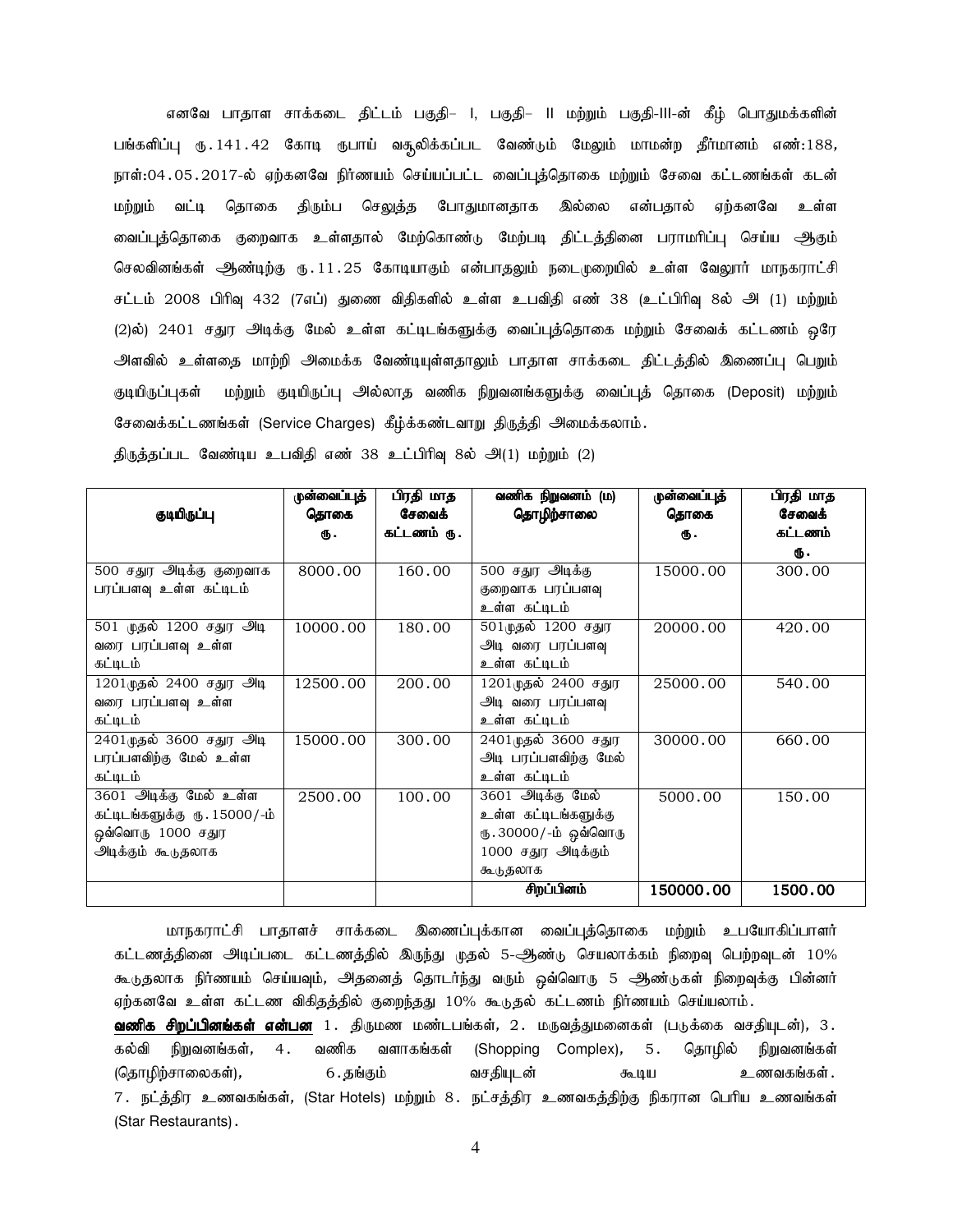எனவே பாதாள சாக்கடை திட்டம் பகுதி– I, பகுதி– II மற்றும் பகுதி-III-ன் கீழ் பொதுமக்களின் பங்களிப்பு ரூ.141.42 கோடி ரூபாய் வசூலிக்கப்பட வேண்டும் மேலும் மாமன்ற தீர்மானம் எண்:188, நாள்:04.05.2017-ல் ஏற்கனவே நிர்ணயம் செய்யப்பட்ட வைப்புத்தொகை மற்றும் சேவை கட்டணங்கள் கடன் மற்றும் வட்டி தொகை திரும்ப செலுத்த போதுமானதாக இல்லை என்பதால் ஏற்கனவே உள்ள வைப்புத்தொகை குறைவாக உள்ளதால் மேற்கொண்டு மேற்படி திட்டத்தினை பராமரிப்பு செய்ய ஆகும் செலவினங்கள் ஆண்டிற்கு ரூ.11.25 கோடியாகும் என்பாதலும் நடைமுறையில் உள்ள வேலூர் மாநகராட்சி சட்டம் 2008 பிரிவு 432 (7எப்) துணை விதிகளில் உள்ள உபவிதி எண் 38 (உட்பிரிவு 8ல் அ (1) மற்றும் (2)ல்) 2401 சதுர அடிக்கு மேல் உள்ள கட்டிடங்களுக்கு வைப்புத்தொகை மற்றும் சேவைக் கட்டணம் ஒரே அளவில் உள்ளதை மாற்றி அமைக்க வேண்டியுள்ளதாலும் பாதாள சாக்கடை திட்டத்தில் இணைப்பு பெறும் குடியிருப்புகள் மற்றும் குடியிருப்பு அல்லாத வணிக நிறுவனங்களுக்கு வைப்புத் தொகை (Deposit) மற்றும் சேவைக்கட்டணங்கள் (Service Charges) கீழ்க்கண்டவாறு திருத்தி அமைக்கலாம்.

திருத்தப்பட வேண்டிய உபவிதி எண் 38 உட்பிரிவு 8ல் அ(1) மற்றும் (2)

| குடியிருப்பு | முன்வைப்புத் தொகை ரூ. | பிரதி மாத சேவைக் கட்டணம் ரூ. | வணிக நிறுவனம் (ம) தொழிற்சாலை | முன்வைப்புத் தொகை ரூ. | பிரதி மாத சேவைக் கட்டணம் ரூ. |
|---|---|---|---|---|---|
| 500 சதுர அடிக்கு குறைவாக பரப்பளவு உள்ள கட்டிடம் | 8000.00 | 160.00 | 500 சதுர அடிக்கு குறைவாக பரப்பளவு உள்ள கட்டிடம் | 15000.00 | 300.00 |
| 501 முதல் 1200 சதுர அடி வரை பரப்பளவு உள்ள கட்டிடம் | 10000.00 | 180.00 | 501முதல் 1200 சதுர அடி வரை பரப்பளவு உள்ள கட்டிடம் | 20000.00 | 420.00 |
| 1201முதல் 2400 சதுர அடி வரை பரப்பளவு உள்ள கட்டிடம் | 12500.00 | 200.00 | 1201முதல் 2400 சதுர அடி வரை பரப்பளவு உள்ள கட்டிடம் | 25000.00 | 540.00 |
| 2401முதல் 3600 சதுர அடி பரப்பளவிற்கு மேல் உள்ள கட்டிடம் | 15000.00 | 300.00 | 2401முதல் 3600 சதுர அடி பரப்பளவிற்கு மேல் உள்ள கட்டிடம் | 30000.00 | 660.00 |
| 3601 அடிக்கு மேல் உள்ள கட்டிடங்களுக்கு ரூ.15000/-ம் ஒவ்வொரு 1000 சதுர அடிக்கும் கூடுதலாக | 2500.00 | 100.00 | 3601 அடிக்கு மேல் உள்ள கட்டிடங்களுக்கு ரூ.30000/-ம் ஒவ்வொரு 1000 சதுர அடிக்கும் கூடுதலாக | 5000.00 | 150.00 |
| | | | சிறப்பினம் | 150000.00 | 1500.00 |

மாநகராட்சி பாதாளச் சாக்கடை இணைப்புக்கான வைப்புத்தொகை மற்றும் உபயோகிப்பாளர் கட்டணத்தினை அடிப்படை கட்டணத்தில் இருந்து முதல் 5-ஆண்டு செயலாக்கம் நிறைவு பெற்றவுடன் 10% கூடுதலாக நிர்ணயம் செய்யவும், அதனைத் தொடர்ந்து வரும் ஒவ்வொரு 5 ஆண்டுகள் நிறைவுக்கு பின்னர் ஏற்கனவே உள்ள கட்டண விகிதத்தில் குறைந்தது 10% கூடுதல் கட்டணம் நிர்ணயம் செய்யலாம்.

**வணிக சிறப்பினங்கள் என்பன** 1. திருமண மண்டபங்கள், 2. மருவத்துமனைகள் (படுக்கை வசதியுடன்), 3. கல்வி நிறுவனங்கள், 4. வணிக வளாகங்கள் (Shopping Complex), 5. தொழில் நிறுவனங்கள் (தொழிற்சாலைகள்), 6.தங்கும் வசதியுடன் கூடிய உணவகங்கள். 7. நட்த்திர உணவகங்கள், (Star Hotels) மற்றும் 8. நட்சத்திர உணவகத்திற்கு நிகரான பெரிய உணவங்கள் (Star Restaurants).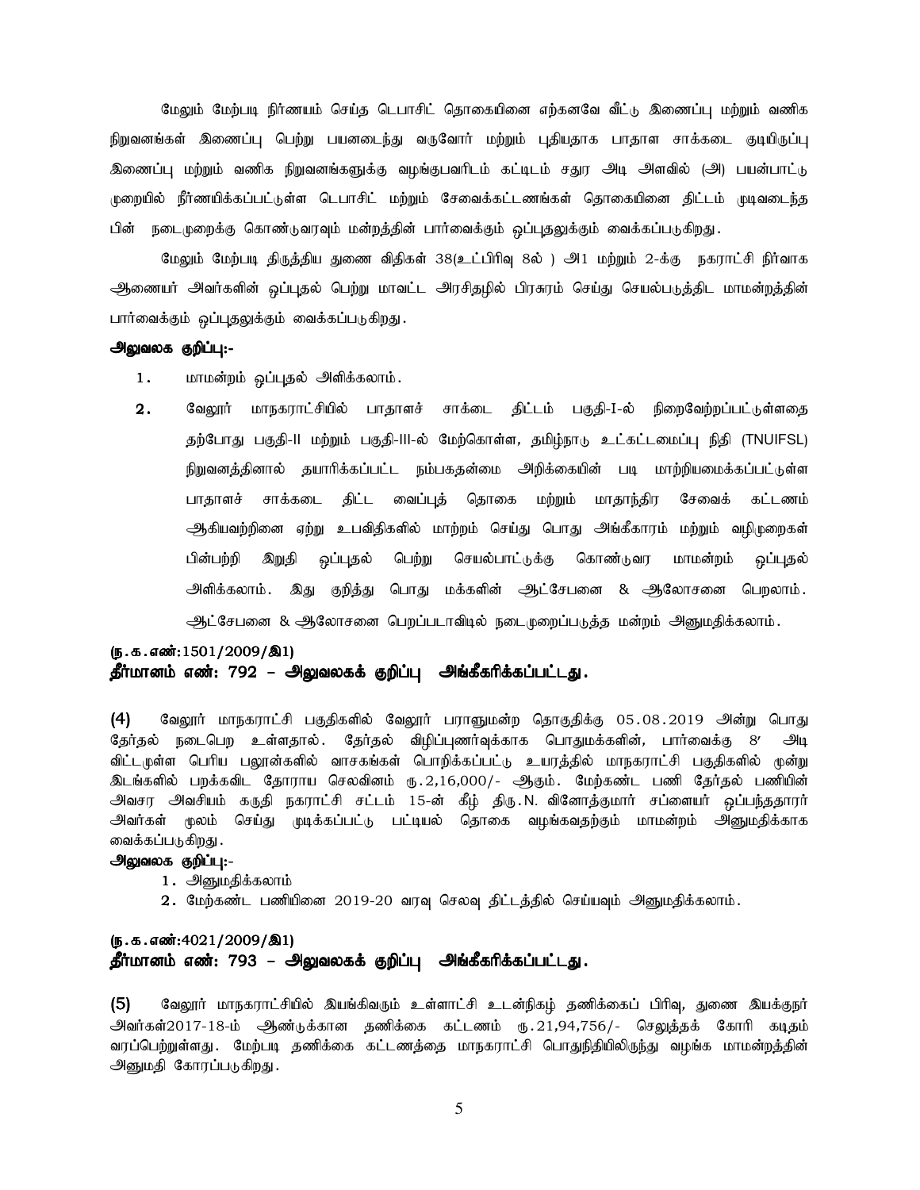மேலும் மேற்படி நிர்ணயம் செய்த டெபாசிட் தொகையினை எற்கனவே வீட்டு இணைப்பு மற்றும் வணிக நிறுவனங்கள் இணைப்பு பெற்று பயனடைந்து வருவோர் மற்றும் புதியதாக பாதாள சாக்கடை குடியிருப்பு இணைப்பு மற்றும் வணிக நிறுவனங்களுக்கு வழங்குபவரிடம் கட்டிடம் சதுர அடி அளவில் (அ) பயன்பாட்டு முறையில் நீர்ணயிக்கப்பட்டுள்ள டெபாசிட் மற்றும் சேவைக்கட்டணங்கள் தொகையினை திட்டம் முடிவடைந்த பின் நடைமுறைக்கு கொண்டுவரவும் மன்றத்தின் பார்வைக்கும் ஒப்புதலுக்கும் வைக்கப்படுகிறது.

மேலும் மேற்படி திருத்திய துணை விதிகள் 38(உட்பிரிவு 8ல் ) அ1 மற்றும் 2-க்கு நகராட்சி நிர்வாக ஆணையர் அவர்களின் ஒப்புதல் பெற்று மாவட்ட அரசிதழில் பிரசுரம் செய்து செயல்படுத்திட மாமன்றத்தின் பார்வைக்கும் ஒப்புதலுக்கும் வைக்கப்படுகிறது.

**அலுவலக குறிப்பு:-**

1. மாமன்றம் ஒப்புதல் அளிக்கலாம்.
2. வேலூர் மாநகராட்சியில் பாதாளச் சாக்கடை திட்டம் பகுதி-I-ல் நிறைவேற்றப்பட்டுள்ளதை தற்போது பகுதி-II மற்றும் பகுதி-III-ல் மேற்கொள்ள, தமிழ்நாடு உட்கட்டமைப்பு நிதி (TNUIFSL) நிறுவனத்தினால் தயாரிக்கப்பட்ட நம்பகதன்மை அறிக்கையின் படி மாற்றியமைக்கப்பட்டுள்ள பாதாளச் சாக்கடை திட்ட வைப்புத் தொகை மற்றும் மாதாந்திர சேவைக் கட்டணம் ஆகியவற்றினை ஏற்று உபவிதிகளில் மாற்றம் செய்து பொது அங்கீகாரம் மற்றும் வழிமுறைகள் பின்பற்றி இறுதி ஒப்புதல் பெற்று செயல்பாட்டுக்கு கொண்டுவர மாமன்றம் ஒப்புதல் அளிக்கலாம். இது குறித்து பொது மக்களின் ஆட்சேபனை & ஆலோசனை பெறலாம். ஆட்சேபனை & ஆலோசனை பெறப்படாவிடில் நடைமுறைப்படுத்த மன்றம் அனுமதிக்கலாம்.

**(ந.க.எண்:1501/2009/இ1)**

**தீர்மானம் எண்: 792 – அலுவலகக் குறிப்பு அங்கீகரிக்கப்பட்டது.**

**(4)** வேலூர் மாநகராட்சி பகுதிகளில் வேலூர் பாராளுமன்ற தொகுதிக்கு 05.08.2019 அன்று பொது தேர்தல் நடைபெற உள்ளதால். தேர்தல் விழிப்புணர்வுக்காக பொதுமக்களின், பார்வைக்கு 8′ அடி விட்டமுள்ள பெரிய பலூன்களில் வாசகங்கள் பொறிக்கப்பட்டு உயரத்தில் மாநகராட்சி பகுதிகளில் மூன்று இடங்களில் பறக்கவிட தோராய செலவினம் ரூ.2,16,000/- ஆகும். மேற்கண்ட பணி தேர்தல் பணியின் அவசர அவசியம் கருதி நகராட்சி சட்டம் 15-ன் கீழ் திரு.N. வினோத்குமார் சப்ளையர் ஒப்பந்ததாரர் அவர்கள் மூலம் செய்து முடிக்கப்பட்டு பட்டியல் தொகை வழங்கவதற்கும் மாமன்றம் அனுமதிக்காக வைக்கப்படுகிறது.

**அலுவலக குறிப்பு:-**

1. அனுமதிக்கலாம்
2. மேற்கண்ட பணியினை 2019-20 வரவு செலவு திட்டத்தில் செய்யவும் அனுமதிக்கலாம்.

**(ந.க.எண்:4021/2009/இ1)**

**தீர்மானம் எண்: 793 – அலுவலகக் குறிப்பு அங்கீகரிக்கப்பட்டது.**

**(5)** வேலூர் மாநகராட்சியில் இயங்கிவரும் உள்ளாட்சி உடன்நிகழ் தணிக்கைப் பிரிவு, துணை இயக்குநர் அவர்கள்2017-18-ம் ஆண்டுக்கான தணிக்கை கட்டணம் ரூ.21,94,756/- செலுத்தக் கோரி கடிதம் வரப்பெற்றுள்ளது. மேற்படி தணிக்கை கட்டணத்தை மாநகராட்சி பொதுநிதியிலிருந்து வழங்க மாமன்றத்தின் அனுமதி கோரப்படுகிறது.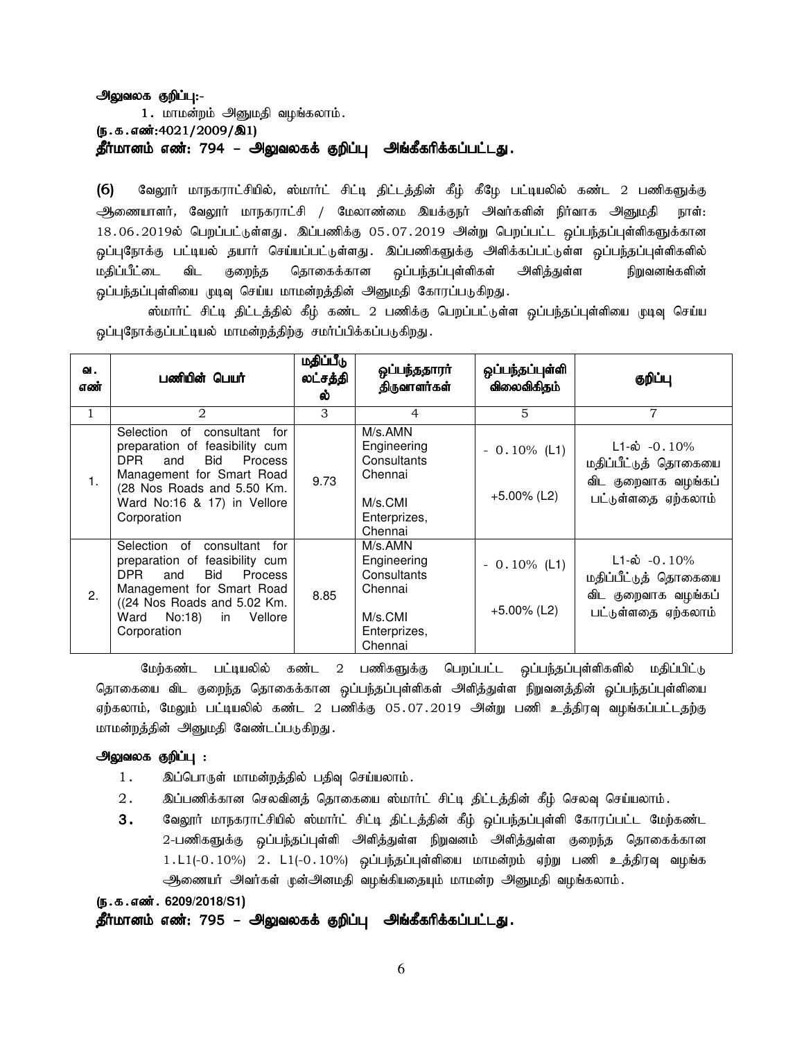**அலுவலக குறிப்பு:-**

1. மாமன்றம் அனுமதி வழங்கலாம்.

**(ந.க.எண்:4021/2009/இ1)**

**தீர்மானம் எண்: 794 – அலுவலகக் குறிப்பு அங்கீகரிக்கப்பட்டது.**

**(6)** வேலூர் மாநகராட்சியில், ஸ்மார்ட் சிட்டி திட்டத்தின் கீழ் கீழே பட்டியலில் கண்ட 2 பணிகளுக்கு ஆணையாளர், வேலூர் மாநகராட்சி / மேலாண்மை இயக்குநர் அவர்களின் நிர்வாக அனுமதி நாள்: 18.06.2019ல் பெறப்பட்டுள்ளது. இப்பணிக்கு 05.07.2019 அன்று பெறப்பட்ட ஒப்பந்தப்புள்ளிகளுக்கான ஒப்புநோக்கு பட்டியல் தயார் செய்யப்பட்டுள்ளது. இப்பணிகளுக்கு அளிக்கப்பட்டுள்ள ஒப்பந்தப்புள்ளிகளில் மதிப்பீட்டை விட குறைந்த தொகைக்கான ஒப்பந்தப்புள்ளிகள் அளித்துள்ள நிறுவனங்களின் ஒப்பந்தப்புள்ளியை முடிவு செய்ய மாமன்றத்தின் அனுமதி கோரப்படுகிறது.

ஸ்மார்ட் சிட்டி திட்டத்தில் கீழ் கண்ட 2 பணிக்கு பெறப்பட்டுள்ள ஒப்பந்தப்புள்ளியை முடிவு செய்ய ஒப்புநோக்குப்பட்டியல் மாமன்றத்திற்கு சமர்ப்பிக்கப்படுகிறது.

| வ. எண் | பணியின் பெயர் | மதிப்பீடு லட்சத்தில் | ஒப்பந்ததாரர் திருவாளர்கள் | ஒப்பந்தப்புள்ளி விலைவிகிதம் | குறிப்பு |
|---|---|---|---|---|---|
| 1 | 2 | 3 | 4 | 5 | 7 |
| 1. | Selection of consultant for preparation of feasibility cum DPR and Bid Process Management for Smart Road (28 Nos Roads and 5.50 Km. Ward No:16 & 17) in Vellore Corporation | 9.73 | M/s.AMN Engineering Consultants Chennai<br>M/s.CMI Enterprizes, Chennai | - 0.10% (L1)<br>+5.00% (L2) | L1-ல் -0.10% மதிப்பீட்டுத் தொகையை விட குறைவாக வழங்கப் பட்டுள்ளதை ஏற்கலாம் |
| 2. | Selection of consultant for preparation of feasibility cum DPR and Bid Process Management for Smart Road ((24 Nos Roads and 5.02 Km. Ward No:18) in Vellore Corporation | 8.85 | M/s.AMN Engineering Consultants Chennai<br>M/s.CMI Enterprizes, Chennai | - 0.10% (L1)<br>+5.00% (L2) | L1-ல் -0.10% மதிப்பீட்டுத் தொகையை விட குறைவாக வழங்கப் பட்டுள்ளதை ஏற்கலாம் |

மேற்கண்ட பட்டியலில் கண்ட 2 பணிகளுக்கு பெறப்பட்ட ஒப்பந்தப்புள்ளிகளில் மதிப்பிட்டு தொகையை விட குறைந்த தொகைக்கான ஒப்பந்தப்புள்ளிகள் அளித்துள்ள நிறுவனத்தின் ஒப்பந்தப்புள்ளியை ஏற்கலாம், மேலும் பட்டியலில் கண்ட 2 பணிக்கு 05.07.2019 அன்று பணி உத்திரவு வழங்கப்பட்டதற்கு மாமன்றத்தின் அனுமதி வேண்டப்படுகிறது.

**அலுவலக குறிப்பு :**

1. இப்பொருள் மாமன்றத்தில் பதிவு செய்யலாம்.
2. இப்பணிக்கான செலவினத் தொகையை ஸ்மார்ட் சிட்டி திட்டத்தின் கீழ் செலவு செய்யலாம்.
3. வேலூர் மாநகராட்சியில் ஸ்மார்ட் சிட்டி திட்டத்தின் கீழ் ஒப்பந்தப்புள்ளி கோரப்பட்ட மேற்கண்ட 2-பணிகளுக்கு ஒப்பந்தப்புள்ளி அளித்துள்ள நிறுவனம் அளித்துள்ள குறைந்த தொகைக்கான 1.L1(-0.10%) 2. L1(-0.10%) ஒப்பந்தப்புள்ளியை மாமன்றம் ஏற்று பணி உத்திரவு வழங்க ஆணையர் அவர்கள் முன்அனமதி வழங்கியதையும் மாமன்ற அனுமதி வழங்கலாம்.

**(ந.க.எண். 6209/2018/S1)**

**தீர்மானம் எண்: 795 – அலுவலகக் குறிப்பு அங்கீகரிக்கப்பட்டது.**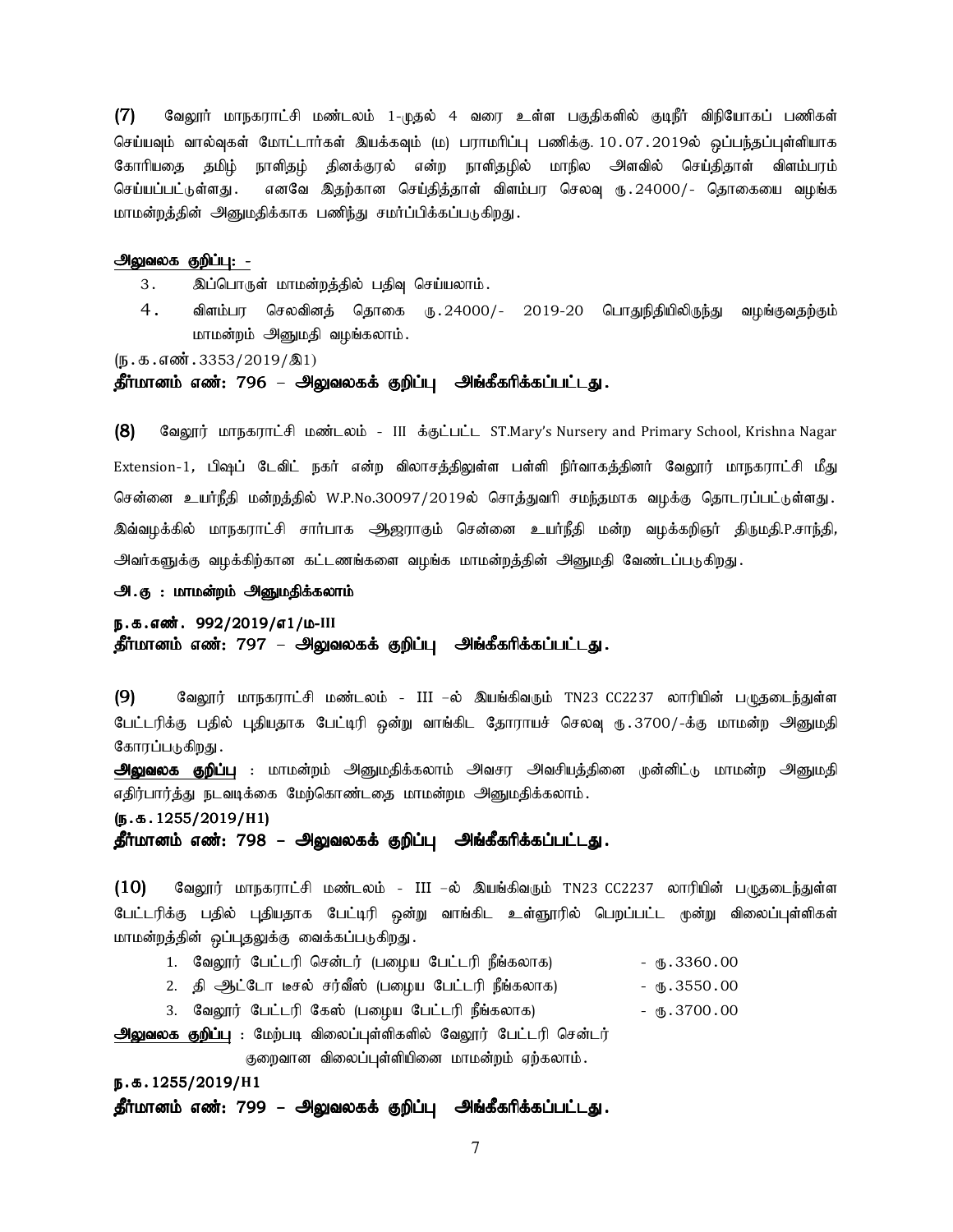**(7)** வேலூர் மாநகராட்சி மண்டலம் 1-முதல் 4 வரை உள்ள பகுதிகளில் குடிநீர் விநியோகப் பணிகள் செய்யவும் வால்வுகள் மோட்டார்கள் இயக்கவும் (ம) பராமரிப்பு பணிக்கு. 10.07.2019ல் ஒப்பந்தப்புள்ளியாக கோரியதை தமிழ் நாளிதழ் தினக்குரல் என்ற நாளிதழில் மாநில அளவில் செய்திதாள் விளம்பரம் செய்யப்பட்டுள்ளது. எனவே இதற்கான செய்தித்தாள் விளம்பர செலவு ரு.24000/- தொகையை வழங்க மாமன்றத்தின் அனுமதிக்காக பணிந்து சமர்ப்பிக்கப்படுகிறது.

**அலுவலக குறிப்பு: -**

3. இப்பொருள் மாமன்றத்தில் பதிவு செய்யலாம்.
4. விளம்பர செலவினத் தொகை ரு.24000/- 2019-20 பொதுநிதியிலிருந்து வழங்குவதற்கும் மாமன்றம் அனுமதி வழங்கலாம்.

(ந.க.எண்.3353/2019/இ1)

**தீர்மானம் எண்: 796 – அலுவலகக் குறிப்பு அங்கீகரிக்கப்பட்டது.**

**(8)** வேலூர் மாநகராட்சி மண்டலம் - III க்குட்பட்ட ST.Mary's Nursery and Primary School, Krishna Nagar Extension-1, பிஷப் டேவிட் நகர் என்ற விலாசத்திலுள்ள பள்ளி நிர்வாகத்தினர் வேலூர் மாநகராட்சி மீது சென்னை உயர்நீதி மன்றத்தில் W.P.No.30097/2019ல் சொத்துவரி சமந்தமாக வழக்கு தொடரப்பட்டுள்ளது. இவ்வழக்கில் மாநகராட்சி சார்பாக ஆஜராகும் சென்னை உயர்நீதி மன்ற வழக்கறிஞர் திருமதி.P.சாந்தி, அவர்களுக்கு வழக்கிற்கான கட்டணங்களை வழங்க மாமன்றத்தின் அனுமதி வேண்டப்படுகிறது.

**அ.கு : மாமன்றம் அனுமதிக்கலாம்**

**ந.க.எண். 992/2019/எ1/ம-III**

**தீர்மானம் எண்: 797 – அலுவலகக் குறிப்பு அங்கீகரிக்கப்பட்டது.**

**(9)** வேலூர் மாநகராட்சி மண்டலம் - III –ல் இயங்கிவரும் TN23 CC2237 லாரியின் பழுதடைந்துள்ள பேட்டரிக்கு பதில் புதியதாக பேட்டிரி ஒன்று வாங்கிட தோராயச் செலவு ரு.3700/-க்கு மாமன்ற அனுமதி கோரப்படுகிறது.

**அலுவலக குறிப்பு** : மாமன்றம் அனுமதிக்கலாம் அவசர அவசியத்தினை முன்னிட்டு மாமன்ற அனுமதி எதிர்பார்த்து நடவடிக்கை மேற்கொண்டதை மாமன்றம அனுமதிக்கலாம்.

**(ந.க.1255/2019/H1)**

**தீர்மானம் எண்: 798 – அலுவலகக் குறிப்பு அங்கீகரிக்கப்பட்டது.**

**(10)** வேலூர் மாநகராட்சி மண்டலம் - III –ல் இயங்கிவரும் TN23 CC2237 லாரியின் பழுதடைந்துள்ள பேட்டரிக்கு பதில் புதியதாக பேட்டிரி ஒன்று வாங்கிட உள்ளூரில் பெறப்பட்ட மூன்று விலைப்புள்ளிகள் மாமன்றத்தின் ஒப்புதலுக்கு வைக்கப்படுகிறது.

1. வேலூர் பேட்டரி சென்டர் (பழைய பேட்டரி நீங்கலாக) - ரு.3360.00
2. தி ஆட்டோ டீசல் சர்வீஸ் (பழைய பேட்டரி நீங்கலாக) - ரு.3550.00
3. வேலூர் பேட்டரி கேஸ் (பழைய பேட்டரி நீங்கலாக) - ரு.3700.00

**அலுவலக குறிப்பு** : மேற்படி விலைப்புள்ளிகளில் வேலூர் பேட்டரி சென்டர் குறைவான விலைப்புள்ளியினை மாமன்றம் ஏற்கலாம்.

**ந.க.1255/2019/H1**

**தீர்மானம் எண்: 799 – அலுவலகக் குறிப்பு அங்கீகரிக்கப்பட்டது.**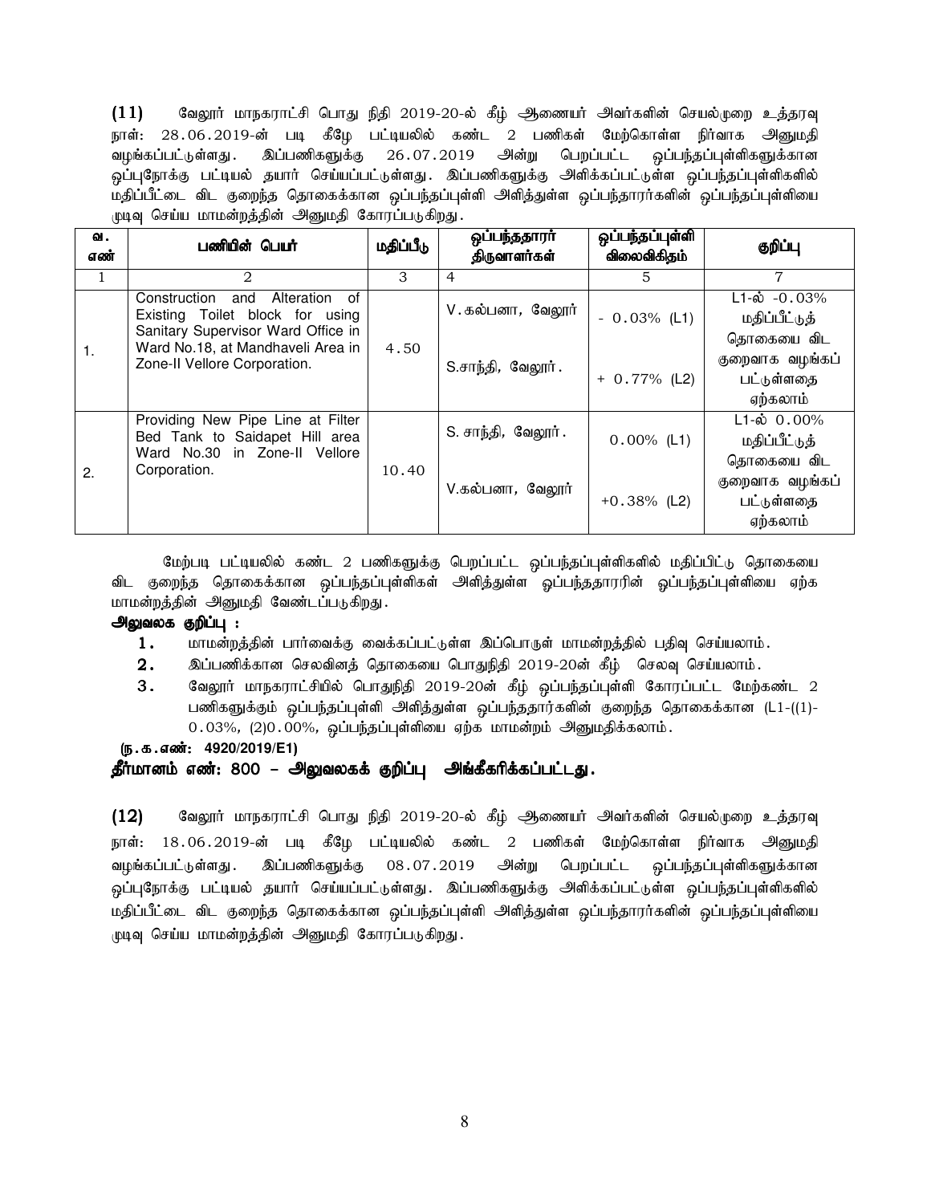**(11)** வேலூர் மாநகராட்சி பொது நிதி 2019-20-ல் கீழ் ஆணையர் அவர்களின் செயல்முறை உத்தரவு நாள்: 28.06.2019-ன் படி கீழே பட்டியலில் கண்ட 2 பணிகள் மேற்கொள்ள நிர்வாக அனுமதி வழங்கப்பட்டுள்ளது. இப்பணிகளுக்கு 26.07.2019 அன்று பெறப்பட்ட ஒப்பந்தப்புள்ளிகளுக்கான ஒப்புநோக்கு பட்டியல் தயார் செய்யப்பட்டுள்ளது. இப்பணிகளுக்கு அளிக்கப்பட்டுள்ள ஒப்பந்தப்புள்ளிகளில் மதிப்பீட்டை விட குறைந்த தொகைக்கான ஒப்பந்தப்புள்ளி அளித்துள்ள ஒப்பந்தாரர்களின் ஒப்பந்தப்புள்ளியை முடிவு செய்ய மாமன்றத்தின் அனுமதி கோரப்படுகிறது.

| வ. எண் | பணியின் பெயர் | மதிப்பீடு | ஒப்பந்ததாரர் திருவாளர்கள் | ஒப்பந்தப்புள்ளி விலைவிகிதம் | குறிப்பு |
|---|---|---|---|---|---|
| 1 | 2 | 3 | 4 | 5 | 7 |
| 1. | Construction and Alteration of Existing Toilet block for using Sanitary Supervisor Ward Office in Ward No.18, at Mandhaveli Area in Zone-II Vellore Corporation. | 4.50 | V.கல்பனா, வேலூர்<br>S.சாந்தி, வேலூர். | - 0.03% (L1)<br>+ 0.77% (L2) | L1-ல் -0.03% மதிப்பீட்டுத் தொகையை விட குறைவாக வழங்கப் பட்டுள்ளதை ஏற்கலாம் |
| 2. | Providing New Pipe Line at Filter Bed Tank to Saidapet Hill area Ward No.30 in Zone-II Vellore Corporation. | 10.40 | S. சாந்தி, வேலூர்.<br>V.கல்பனா, வேலூர் | 0.00% (L1)<br>+0.38% (L2) | L1-ல் 0.00% மதிப்பீட்டுத் தொகையை விட குறைவாக வழங்கப் பட்டுள்ளதை ஏற்கலாம் |

மேற்படி பட்டியலில் கண்ட 2 பணிகளுக்கு பெறப்பட்ட ஒப்பந்தப்புள்ளிகளில் மதிப்பிட்டு தொகையை விட குறைந்த தொகைக்கான ஒப்பந்தப்புள்ளிகள் அளித்துள்ள ஒப்பந்ததாரரின் ஒப்பந்தப்புள்ளியை ஏற்க மாமன்றத்தின் அனுமதி வேண்டப்படுகிறது.

**அலுவலக குறிப்பு :**

1. மாமன்றத்தின் பார்வைக்கு வைக்கப்பட்டுள்ள இப்பொருள் மாமன்றத்தில் பதிவு செய்யலாம்.
2. இப்பணிக்கான செலவினத் தொகையை பொதுநிதி 2019-20ன் கீழ் செலவு செய்யலாம்.
3. வேலூர் மாநகராட்சியில் பொதுநிதி 2019-20ன் கீழ் ஒப்பந்தப்புள்ளி கோரப்பட்ட மேற்கண்ட 2 பணிகளுக்கும் ஒப்பந்தப்புள்ளி அளித்துள்ள ஒப்பந்ததாரர்களின் குறைந்த தொகைக்கான (L1-((1)-0.03%, (2)0.00%, ஒப்பந்தப்புள்ளியை ஏற்க மாமன்றம் அனுமதிக்கலாம்.

**(ந.க.எண்: 4920/2019/E1)**

**தீர்மானம் எண்: 800 – அலுவலகக் குறிப்பு அங்கீகரிக்கப்பட்டது.**

**(12)** வேலூர் மாநகராட்சி பொது நிதி 2019-20-ல் கீழ் ஆணையர் அவர்களின் செயல்முறை உத்தரவு நாள்: 18.06.2019-ன் படி கீழே பட்டியலில் கண்ட 2 பணிகள் மேற்கொள்ள நிர்வாக அனுமதி வழங்கப்பட்டுள்ளது. இப்பணிகளுக்கு 08.07.2019 அன்று பெறப்பட்ட ஒப்பந்தப்புள்ளிகளுக்கான ஒப்புநோக்கு பட்டியல் தயார் செய்யப்பட்டுள்ளது. இப்பணிகளுக்கு அளிக்கப்பட்டுள்ள ஒப்பந்தப்புள்ளிகளில் மதிப்பீட்டை விட குறைந்த தொகைக்கான ஒப்பந்தப்புள்ளி அளித்துள்ள ஒப்பந்தாரர்களின் ஒப்பந்தப்புள்ளியை முடிவு செய்ய மாமன்றத்தின் அனுமதி கோரப்படுகிறது.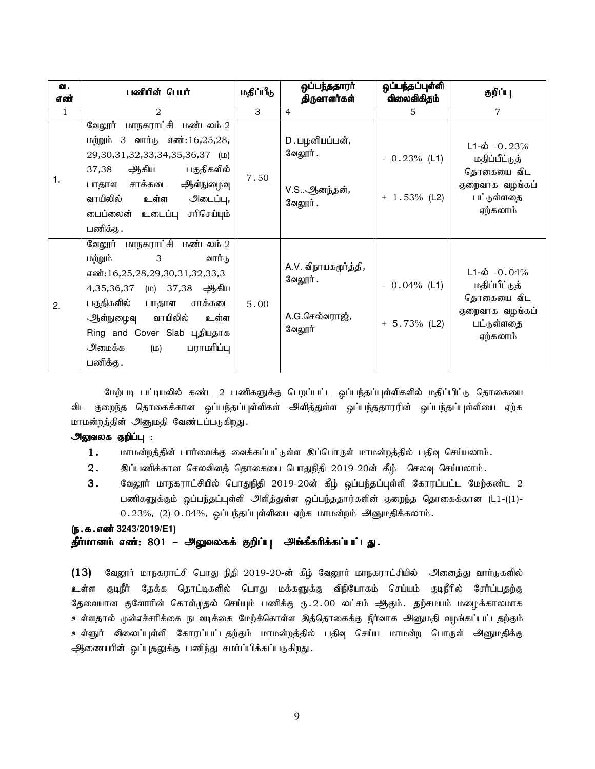| வ. எண் | பணியின் பெயர் | மதிப்பீடு | ஒப்பந்ததாரர் திருவாளர்கள் | ஒப்பந்தப்புள்ளி விலைவிகிதம் | குறிப்பு |
|---|---|---|---|---|---|
| 1 | 2 | 3 | 4 | 5 | 7 |
| 1. | வேலூர் மாநகராட்சி மண்டலம்-2 மற்றும் 3 வார்டு எண்:16,25,28, 29,30,31,32,33,34,35,36,37 (ம) 37,38 ஆகிய பகுதிகளில் பாதாள சாக்கடை ஆள்நுழைவு வாயிலில் உள்ள அடைப்பு, பைப்லைன் உடைப்பு சரிசெய்யும் பணிக்கு. | 7.50 | D.பழனியப்பன், வேலூர். V.S..ஆனந்தன், வேலூர். | - 0.23% (L1) + 1.53% (L2) | L1-ல் -0.23% மதிப்பீட்டுத் தொகையை விட குறைவாக வழங்கப் பட்டுள்ளதை ஏற்கலாம் |
| 2. | வேலூர் மாநகராட்சி மண்டலம்-2 மற்றும் 3 வார்டு எண்:16,25,28,29,30,31,32,33,34,35,36,37 (ம) 37,38 ஆகிய பகுதிகளில் பாதாள சாக்கடை ஆள்நுழைவு வாயிலில் உள்ள Ring and Cover Slab புதியதாக அமைக்க (ம) பராமரிப்பு பணிக்கு. | 5.00 | A.V. விநாயகமூர்த்தி, வேலூர். A.G.செல்வராஜ், வேலூர் | - 0.04% (L1) + 5.73% (L2) | L1-ல் -0.04% மதிப்பீட்டுத் தொகையை விட குறைவாக வழங்கப் பட்டுள்ளதை ஏற்கலாம் |

மேற்படி பட்டியலில் கண்ட 2 பணிகளுக்கு பெறப்பட்ட ஒப்பந்தப்புள்ளிகளில் மதிப்பிட்டு தொகையை விட குறைந்த தொகைக்கான ஒப்பந்தப்புள்ளிகள் அளித்துள்ள ஒப்பந்ததாரரின் ஒப்பந்தப்புள்ளியை ஏற்க மாமன்றத்தின் அனுமதி வேண்டப்படுகிறது.

**அலுவலக குறிப்பு :**

1. மாமன்றத்தின் பார்வைக்கு வைக்கப்பட்டுள்ள இப்பொருள் மாமன்றத்தில் பதிவு செய்யலாம்.
2. இப்பணிக்கான செலவினத் தொகையை பொதுநிதி 2019-20ன் கீழ் செலவு செய்யலாம்.
3. வேலூர் மாநகராட்சியில் பொதுநிதி 2019-20ன் கீழ் ஒப்பந்தப்புள்ளி கோரப்பட்ட மேற்கண்ட 2 பணிகளுக்கும் ஒப்பந்தப்புள்ளி அளித்துள்ள ஒப்பந்ததாரர்களின் குறைந்த தொகைக்கான (L1-((1)-0.23%, (2)-0.04%, ஒப்பந்தப்புள்ளியை ஏற்க மாமன்றம் அனுமதிக்கலாம்.

**(ந.க.எண் 3243/2019/E1)**

**தீர்மானம் எண்: 801 – அலுவலகக் குறிப்பு அங்கீகரிக்கப்பட்டது.**

(13) வேலூர் மாநகராட்சி பொது நிதி 2019-20-ன் கீழ் வேலூர் மாநகராட்சியில் அனைத்து வார்டுகளில் உள்ள குடிநீர் தேக்க தொட்டிகளில் பொது மக்களுக்கு விநியோகம் செய்யம் குடிநீரில் சேர்ப்பதற்கு தேவையான குளோரின் கொள்முதல் செய்யும் பணிக்கு ரூ.2.00 லட்சம் ஆகும். தற்சமயம் மழைக்காலமாக உள்ளதால் முன்னெச்சரிக்கை நடவடிக்கை மேற்க்கொள்ள இத்தொகைக்கு நிர்வாக அனுமதி வழங்கப்பட்டதற்கும் உள்ளூர் விலைப்புள்ளி கோரப்பட்டதற்கும் மாமன்றத்தில் பதிவு செய்ய மாமன்ற பொருள் அனுமதிக்கு ஆணையரின் ஒப்புதலுக்கு பணிந்து சமர்ப்பிக்கப்படுகிறது.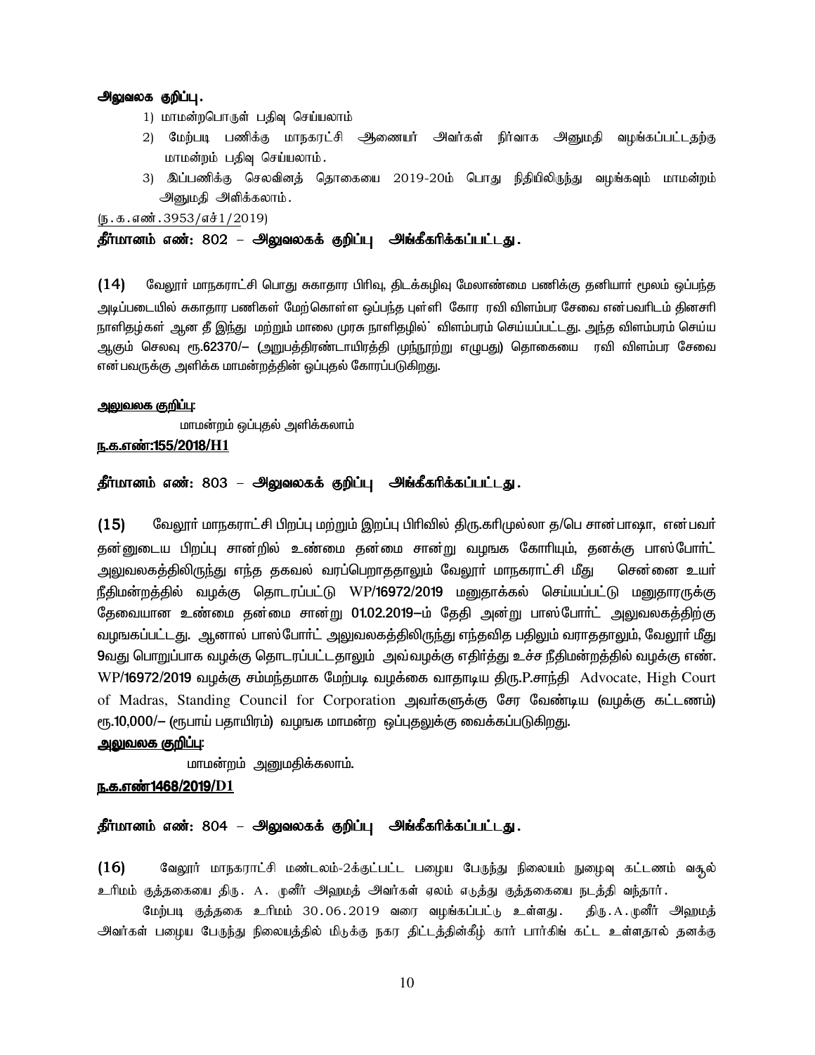**அலுவலக குறிப்பு.**

1) மாமன்றபொருள் பதிவு செய்யலாம்
2) மேற்படி பணிக்கு மாநகராட்சி ஆணையர் அவர்கள் நிர்வாக அனுமதி வழங்கப்பட்டதற்கு மாமன்றம் பதிவு செய்யலாம்.
3) இப்பணிக்கு செலவினத் தொகையை 2019-20ம் பொது நிதியிலிருந்து வழங்கவும் மாமன்றம் அனுமதி அளிக்கலாம்.

(ந.க.எண்.3953/எச்1/2019)

**தீர்மானம் எண்: 802 – அலுவலகக் குறிப்பு அங்கீகரிக்கப்பட்டது.**

**(14)** வேலூர் மாநகராட்சி பொது சுகாதார பிரிவு, திடக்கழிவு மேலாண்மை பணிக்கு தனியார் மூலம் ஒப்பந்த அடிப்படையில் சுகாதார பணிகள் மேற்கொள்ள ஒப்பந்த புள்ளி கோர ரவி விளம்பர சேவை என்பவரிடம் தினசரி நாளிதழ்கள் ஆன தீ இந்து மற்றும் மாலை முரசு நாளிதழில்' விளம்பரம் செய்யப்பட்டது. அந்த விளம்பரம் செய்ய ஆகும் செலவு ரூ.62370/– (அறுபத்திரண்டாயிரத்தி முந்நூற்று எழுபது) தொகையை ரவி விளம்பர சேவை என்பவருக்கு அளிக்க மாமன்றத்தின் ஒப்புதல் கோரப்படுகிறது.

**அலுவலக குறிப்பு:**

மாமன்றம் ஒப்புதல் அளிக்கலாம்

**ந.க.எண்:155/2018/H1**

**தீர்மானம் எண்: 803 – அலுவலகக் குறிப்பு அங்கீகரிக்கப்பட்டது.**

**(15)** வேலூர் மாநகராட்சி பிறப்பு மற்றும் இறப்பு பிரிவில் திரு.கரிமுல்லா த/பெ சான்பாஷா, என்பவர் தன்னுடைய பிறப்பு சான்றில் உண்மை தன்மை சான்று வழங்க கோரியும், தனக்கு பாஸ்போர்ட் அலுவலகத்திலிருந்து எந்த தகவல் வரப்பெறாததாலும் வேலூர் மாநகராட்சி மீது சென்னை உயர் நீதிமன்றத்தில் வழக்கு தொடரப்பட்டு WP/16972/2019 மனுதாக்கல் செய்யப்பட்டு மனுதாரருக்கு தேவையான உண்மை தன்மை சான்று 01.02.2019–ம் தேதி அன்று பாஸ்போர்ட் அலுவலகத்திற்கு வழங்கப்பட்டது. ஆனால் பாஸ்போர்ட் அலுவலகத்திலிருந்து எந்தவித பதிலும் வராததாலும், வேலூர் மீது 9வது பொறுப்பாக வழக்கு தொடரப்பட்டதாலும் அவ்வழக்கு எதிர்த்து உச்ச நீதிமன்றத்தில் வழக்கு எண். WP/16972/2019 வழக்கு சம்மந்தமாக மேற்படி வழக்கை வாதாடிய திரு.P.சாந்தி Advocate, High Court of Madras, Standing Council for Corporation அவர்களுக்கு சேர வேண்டிய (வழக்கு கட்டணம்) ரூ.10,000/– (ரூபாய் பதாயிரம்) வழங்க மாமன்ற ஒப்புதலுக்கு வைக்கப்படுகிறது.

**அலுவலக குறிப்பு:**

மாமன்றம் அனுமதிக்கலாம்.

**ந.க.எண்1468/2019/D1**

**தீர்மானம் எண்: 804 – அலுவலகக் குறிப்பு அங்கீகரிக்கப்பட்டது.**

**(16)** வேலூர் மாநகராட்சி மண்டலம்-2க்குட்பட்ட பழைய பேருந்து நிலையம் நுழைவு கட்டணம் வசூல் உரிமம் குத்தகையை திரு. A. முனீர் அஹமத் அவர்கள் ஏலம் எடுத்து குத்தகையை நடத்தி வந்தார்.

மேற்படி குத்தகை உரிமம் 30.06.2019 வரை வழங்கப்பட்டு உள்ளது. திரு.A.முனீர் அஹமத் அவர்கள் பழைய பேருந்து நிலையத்தில் மிடுக்கு நகர திட்டத்தின்கீழ் கார் பார்கிங் கட்ட உள்ளதால் தனக்கு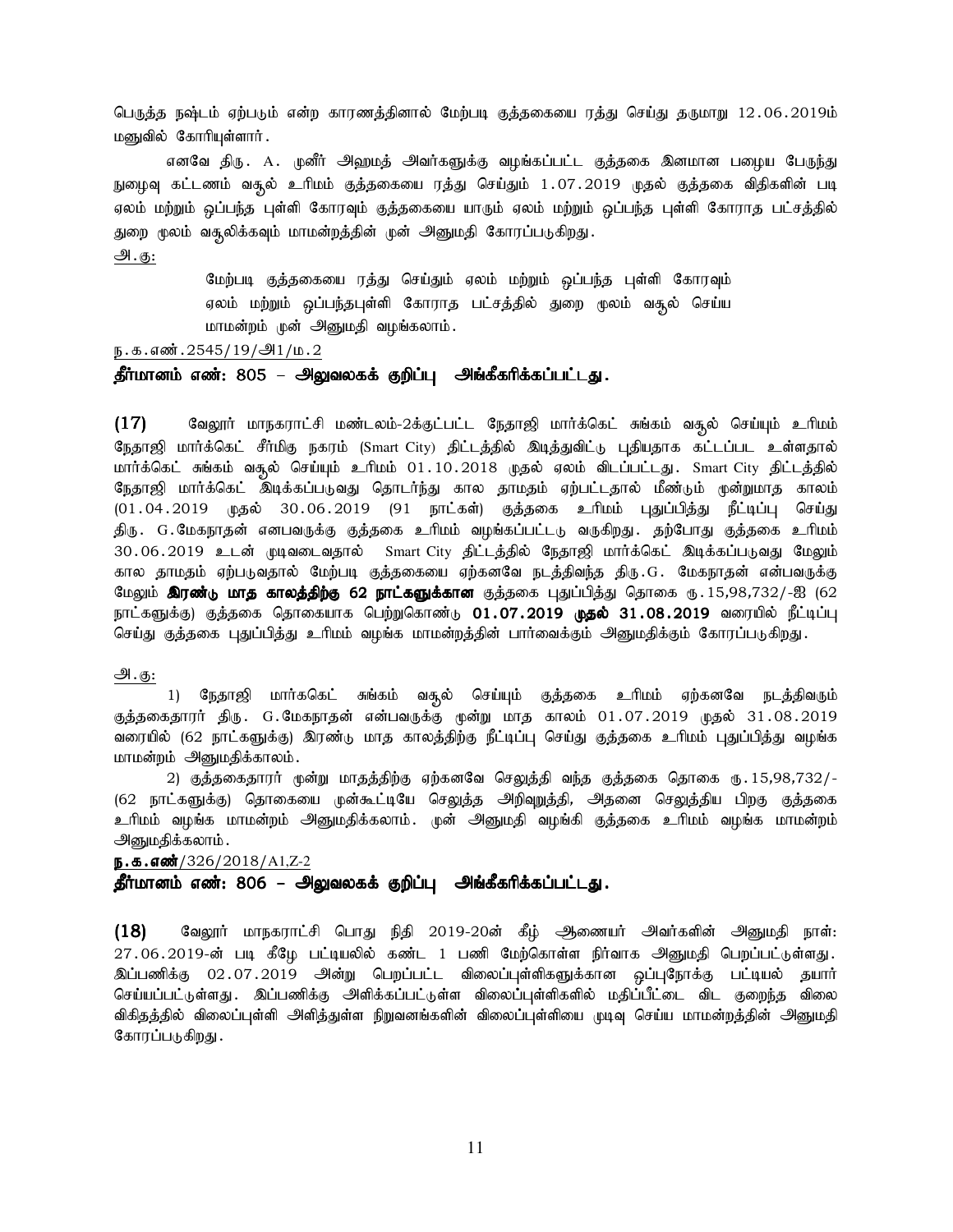பெருத்த நஷ்டம் ஏற்படும் என்ற காரணத்தினால் மேற்படி குத்தகையை ரத்து செய்து தருமாறு 12.06.2019ம் மனுவில் கோரியுள்ளார்.

எனவே திரு. A. முனீர் அஹமத் அவர்களுக்கு வழங்கப்பட்ட குத்தகை இனமான பழைய பேருந்து நுழைவு கட்டணம் வசூல் உரிமம் குத்தகையை ரத்து செய்தும் 1.07.2019 முதல் குத்தகை விதிகளின் படி ஏலம் மற்றும் ஒப்பந்த புள்ளி கோரவும் குத்தகையை யாரும் ஏலம் மற்றும் ஒப்பந்த புள்ளி கோராத பட்சத்தில் துறை மூலம் வசூலிக்கவும் மாமன்றத்தின் முன் அனுமதி கோரப்படுகிறது.

அ.கு:

மேற்படி குத்தகையை ரத்து செய்தும் ஏலம் மற்றும் ஒப்பந்த புள்ளி கோரவும் ஏலம் மற்றும் ஒப்பந்தபுள்ளி கோராத பட்சத்தில் துறை மூலம் வசூல் செய்ய மாமன்றம் முன் அனுமதி வழங்கலாம்.

ந.க.எண்.2545/19/அ1/ம.2

**தீர்மானம் எண்: 805 – அலுவலகக் குறிப்பு அங்கீகரிக்கப்பட்டது.**

**(17)** வேலூர் மாநகராட்சி மண்டலம்-2க்குட்பட்ட நேதாஜி மார்க்கெட் சுங்கம் வசூல் செய்யும் உரிமம் நேதாஜி மார்க்கெட் சீர்மிகு நகரம் (Smart City) திட்டத்தில் இடித்துவிட்டு புதியதாக கட்டப்பட உள்ளதால் மார்க்கெட் சுங்கம் வசூல் செய்யும் உரிமம் 01.10.2018 முதல் ஏலம் விடப்பட்டது. Smart City திட்டத்தில் நேதாஜி மார்க்கெட் இடிக்கப்படுவது தொடர்ந்து கால தாமதம் ஏற்பட்டதால் மீண்டும் மூன்றுமாத காலம் (01.04.2019 முதல் 30.06.2019 (91 நாட்கள்) குத்தகை உரிமம் புதுப்பித்து நீட்டிப்பு செய்து திரு. G.மேகநாதன் எனபவருக்கு குத்தகை உரிமம் வழங்கப்பட்டு வருகிறது. தற்போது குத்தகை உரிமம் 30.06.2019 உடன் முடிவடைவதால் Smart City திட்டத்தில் நேதாஜி மார்க்கெட் இடிக்கப்படுவது மேலும் கால தாமதம் ஏற்படுவதால் மேற்படி குத்தகையை ஏற்கனவே நடத்திவந்த திரு.G. மேகநாதன் என்பவருக்கு மேலும் **இரண்டு மாத காலத்திற்கு 62 நாட்களுக்கான** குத்தகை புதுப்பித்து தொகை ரூ.15,98,732/-ஐ (62 நாட்களுக்கு) குத்தகை தொகையாக பெற்றுகொண்டு **01.07.2019 முதல் 31.08.2019** வரையில் நீட்டிப்பு செய்து குத்தகை புதுப்பித்து உரிமம் வழங்க மாமன்றத்தின் பார்வைக்கும் அனுமதிக்கும் கோரப்படுகிறது.

அ.கு:

1) நேதாஜி மார்கெட் சுங்கம் வசூல் செய்யும் குத்தகை உரிமம் ஏற்கனவே நடத்திவரும் குத்தகைதாரர் திரு. G.மேகநாதன் என்பவருக்கு மூன்று மாத காலம் 01.07.2019 முதல் 31.08.2019 வரையில் (62 நாட்களுக்கு) இரண்டு மாத காலத்திற்கு நீட்டிப்பு செய்து குத்தகை உரிமம் புதுப்பித்து வழங்க மாமன்றம் அனுமதிக்காலம்.

2) குத்தகைதாரர் மூன்று மாதத்திற்கு ஏற்கனவே செலுத்தி வந்த குத்தகை தொகை ரூ.15,98,732/- (62 நாட்களுக்கு) தொகையை முன்கூட்டியே செலுத்த அறிவுறுத்தி, அதனை செலுத்திய பிறகு குத்தகை உரிமம் வழங்க மாமன்றம் அனுமதிக்கலாம். முன் அனுமதி வழங்கி குத்தகை உரிமம் வழங்க மாமன்றம் அனுமதிக்கலாம்.

**ந.க.எண்**/326/2018/A1,Z-2

**தீர்மானம் எண்: 806 – அலுவலகக் குறிப்பு அங்கீகரிக்கப்பட்டது.**

**(18)** வேலூர் மாநகராட்சி பொது நிதி 2019-20ன் கீழ் ஆணையர் அவர்களின் அனுமதி நாள்: 27.06.2019-ன் படி கீழே பட்டியலில் கண்ட 1 பணி மேற்கொள்ள நிர்வாக அனுமதி பெறப்பட்டுள்ளது. இப்பணிக்கு 02.07.2019 அன்று பெறப்பட்ட விலைப்புள்ளிகளுக்கான ஒப்புநோக்கு பட்டியல் தயார் செய்யப்பட்டுள்ளது. இப்பணிக்கு அளிக்கப்பட்டுள்ள விலைப்புள்ளிகளில் மதிப்பீட்டை விட குறைந்த விலை விகிதத்தில் விலைப்புள்ளி அளித்துள்ள நிறுவனங்களின் விலைப்புள்ளியை முடிவு செய்ய மாமன்றத்தின் அனுமதி கோரப்படுகிறது.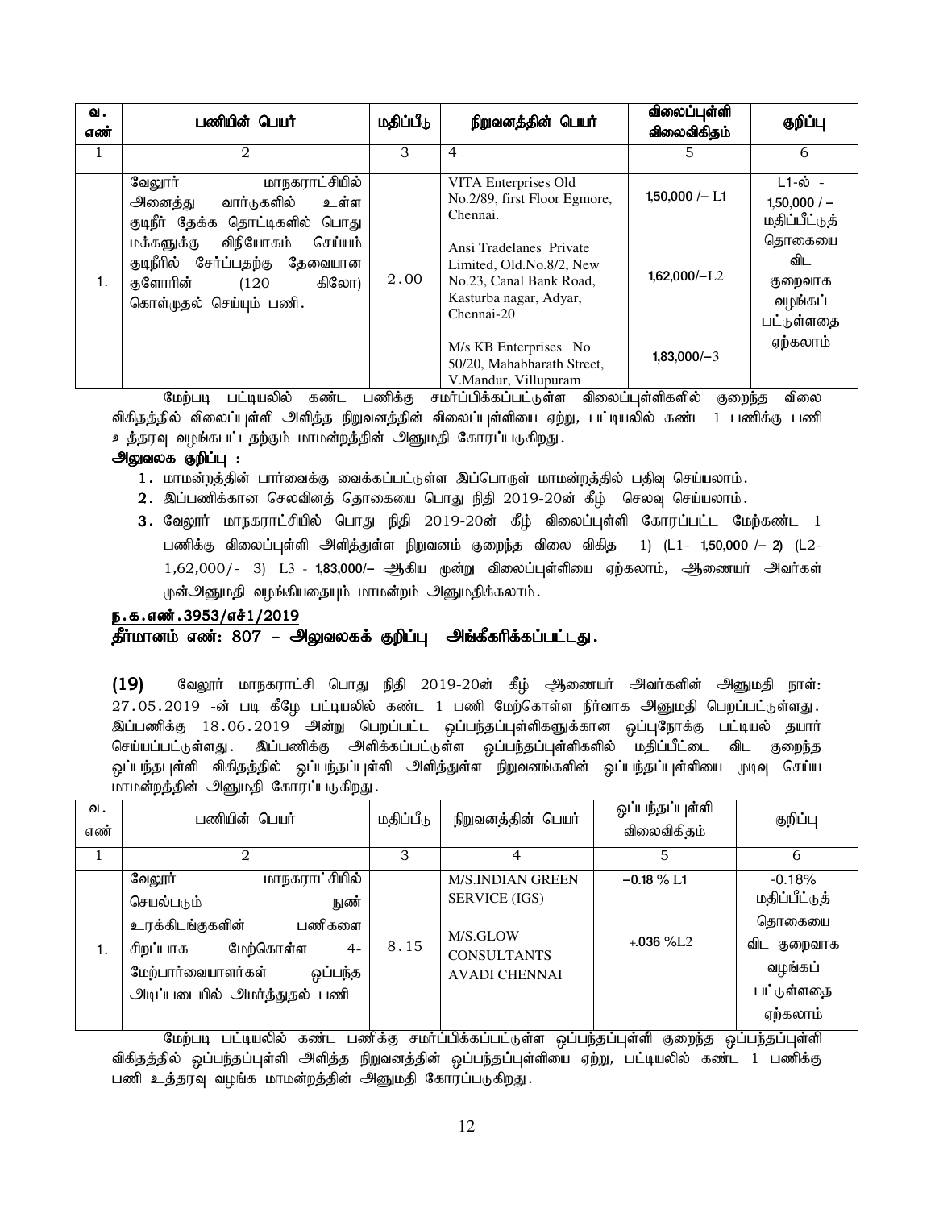| வ. எண் | பணியின் பெயர் | மதிப்பீடு | நிறுவனத்தின் பெயர் | விலைப்புள்ளி விலைவிகிதம் | குறிப்பு |
|---|---|---|---|---|---|
| 1 | 2 | 3 | 4 | 5 | 6 |
| 1. | வேலூர் மாநகராட்சியில் அனைத்து வார்டுகளில் உள்ள குடிநீர் தேக்க தொட்டிகளில் பொது மக்களுக்கு விநியோகம் செய்யம் குடிநீரில் சேர்ப்பதற்கு தேவையான குளோரின் (120 கிலோ) கொள்முதல் செய்யும் பணி. | 2.00 | VITA Enterprises Old No.2/89, first Floor Egmore, Chennai.<br><br>Ansi Tradelanes Private Limited, Old.No.8/2, New No.23, Canal Bank Road, Kasturba nagar, Adyar, Chennai-20<br><br>M/s KB Enterprises No 50/20, Mahabharath Street, V.Mandur, Villupuram | 1,50,000 /– L1<br><br>1,62,000/–L2<br><br>1,83,000/–3 | L1-ல் - 1,50,000 / – மதிப்பீட்டுத் தொகையை விட குறைவாக வழங்கப் பட்டுள்ளதை ஏற்கலாம் |

மேற்படி பட்டியலில் கண்ட பணிக்கு சமர்ப்பிக்கப்பட்டுள்ள விலைப்புள்ளிகளில் குறைந்த விலை விகிதத்தில் விலைப்புள்ளி அளித்த நிறுவனத்தின் விலைப்புள்ளியை ஏற்று, பட்டியலில் கண்ட 1 பணிக்கு பணி உத்தரவு வழங்கபட்டதற்கும் மாமன்றத்தின் அனுமதி கோரப்படுகிறது.

**அலுவலக குறிப்பு :**

1. மாமன்றத்தின் பார்வைக்கு வைக்கப்பட்டுள்ள இப்பொருள் மாமன்றத்தில் பதிவு செய்யலாம்.
2. இப்பணிக்கான செலவினத் தொகையை பொது நிதி 2019-20ன் கீழ் செலவு செய்யலாம்.
3. வேலூர் மாநகராட்சியில் பொது நிதி 2019-20ன் கீழ் விலைப்புள்ளி கோரப்பட்ட மேற்கண்ட 1 பணிக்கு விலைப்புள்ளி அளித்துள்ள நிறுவனம் குறைந்த விலை விகித 1) (L1- 1,50,000 /– 2) (L2- 1,62,000/- 3) L3 - 1,83,000/– ஆகிய மூன்று விலைப்புள்ளியை ஏற்கலாம், ஆணையர் அவர்கள் முன்அனுமதி வழங்கியதையும் மாமன்றம் அனுமதிக்கலாம்.

**ந.க.எண்.3953/எச்1/2019**

**தீர்மானம் எண்: 807 – அலுவலகக் குறிப்பு அங்கீகரிக்கப்பட்டது.**

**(19)** வேலூர் மாநகராட்சி பொது நிதி 2019-20ன் கீழ் ஆணையர் அவர்களின் அனுமதி நாள்: 27.05.2019 -ன் படி கீழே பட்டியலில் கண்ட 1 பணி மேற்கொள்ள நிர்வாக அனுமதி பெறப்பட்டுள்ளது. இப்பணிக்கு 18.06.2019 அன்று பெறப்பட்ட ஒப்பந்தப்புள்ளிகளுக்கான ஒப்புநோக்கு பட்டியல் தயார் செய்யப்பட்டுள்ளது. இப்பணிக்கு அளிக்கப்பட்டுள்ள ஒப்பந்தப்புள்ளிகளில் மதிப்பீட்டை விட குறைந்த ஒப்பந்தபுள்ளி விகிதத்தில் ஒப்பந்தப்புள்ளி அளித்துள்ள நிறுவனங்களின் ஒப்பந்தப்புள்ளியை முடிவு செய்ய மாமன்றத்தின் அனுமதி கோரப்படுகிறது.

| வ. எண் | பணியின் பெயர் | மதிப்பீடு | நிறுவனத்தின் பெயர் | ஒப்பந்தப்புள்ளி விலைவிகிதம் | குறிப்பு |
|---|---|---|---|---|---|
| 1 | 2 | 3 | 4 | 5 | 6 |
| 1. | வேலூர் மாநகராட்சியில் செயல்படும் நுண் உரக்கிடங்குகளின் பணிகளை சிறப்பாக மேற்கொள்ள 4-மேற்பார்வையாளர்கள் ஒப்பந்த அடிப்படையில் அமர்த்துதல் பணி | 8.15 | M/S.INDIAN GREEN SERVICE (IGS)<br><br>M/S.GLOW CONSULTANTS AVADI CHENNAI | –0.18 % L1<br><br>+.036 %L2 | -0.18% மதிப்பீட்டுத் தொகையை விட குறைவாக வழங்கப் பட்டுள்ளதை ஏற்கலாம் |

மேற்படி பட்டியலில் கண்ட பணிக்கு சமர்ப்பிக்கப்பட்டுள்ள ஒப்பந்தப்புள்ளி குறைந்த ஒப்பந்தப்புள்ளி விகிதத்தில் ஒப்பந்தப்புள்ளி அளித்த நிறுவனத்தின் ஒப்பந்தப்புள்ளியை ஏற்று, பட்டியலில் கண்ட 1 பணிக்கு பணி உத்தரவு வழங்க மாமன்றத்தின் அனுமதி கோரப்படுகிறது.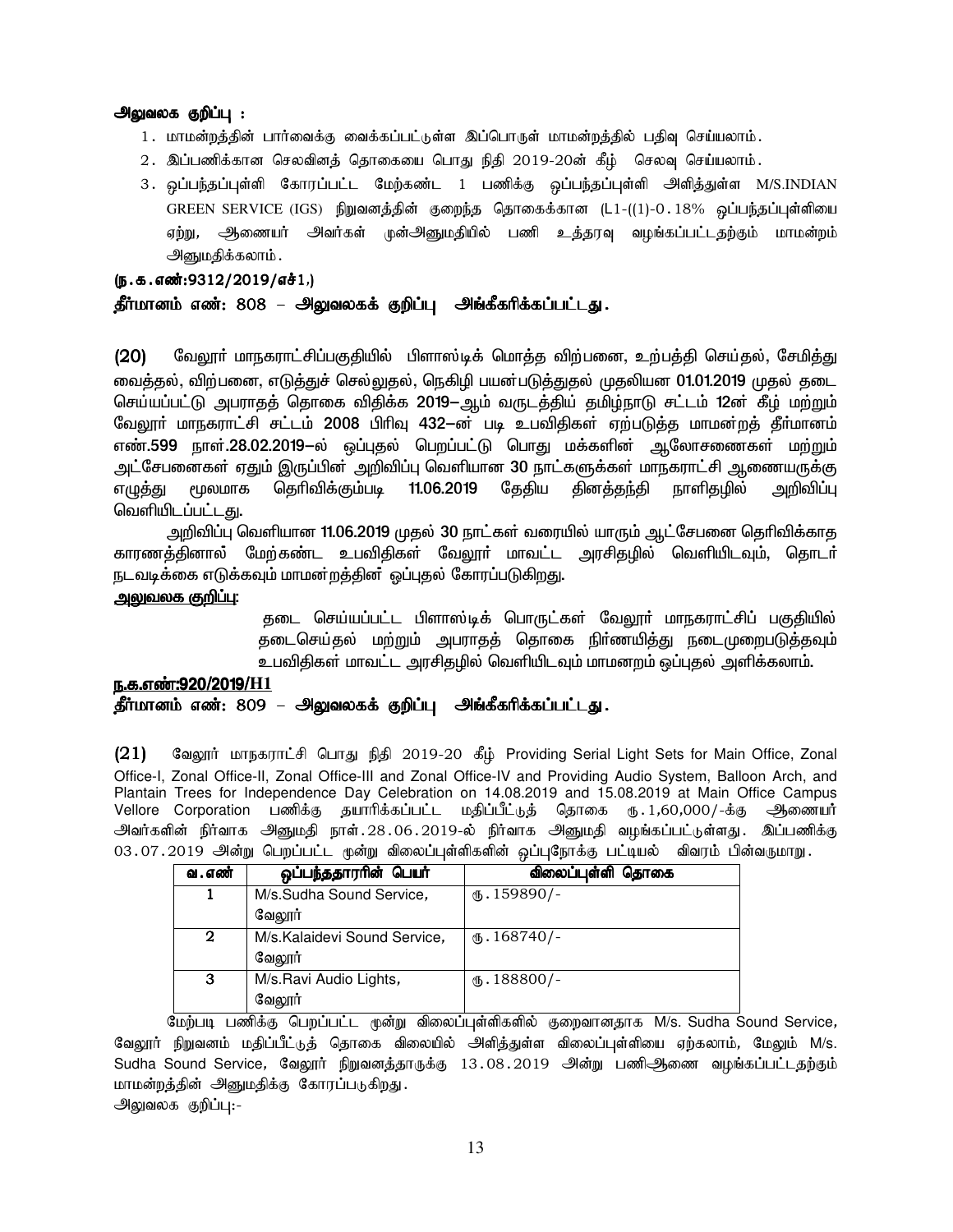**அலுவலக குறிப்பு :**

1. மாமன்றத்தின் பார்வைக்கு வைக்கப்பட்டுள்ள இப்பொருள் மாமன்றத்தில் பதிவு செய்யலாம்.
2. இப்பணிக்கான செலவினத் தொகையை பொது நிதி 2019-20ன் கீழ் செலவு செய்யலாம்.
3. ஒப்பந்தப்புள்ளி கோரப்பட்ட மேற்கண்ட 1 பணிக்கு ஒப்பந்தப்புள்ளி அளித்துள்ள M/S.INDIAN GREEN SERVICE (IGS) நிறுவனத்தின் குறைந்த தொகைக்கான (L1-((1)-0.18% ஒப்பந்தப்புள்ளியை ஏற்று, ஆணையர் அவர்கள் முன்அனுமதியில் பணி உத்தரவு வழங்கப்பட்டதற்கும் மாமன்றம் அனுமதிக்கலாம்.

**(ந.க.எண்:9312/2019/எச்1.)**

**தீர்மானம் எண்: 808 – அலுவலகக் குறிப்பு அங்கீகரிக்கப்பட்டது.**

**(20)** வேலூர் மாநகராட்சிப்பகுதியில் பிளாஸ்டிக் மொத்த விற்பனை, உற்பத்தி செய்தல், சேமித்து வைத்தல், விற்பனை, எடுத்துச் செல்லுதல், நெகிழி பயன்படுத்துதல் முதலியன **01.01.2019** முதல் தடை செய்யப்பட்டு அபராதத் தொகை விதிக்க **2019–**ஆம் வருடத்திய் தமிழ்நாடு சட்டம் **12**ன் கீழ் மற்றும் வேலூர் மாநகராட்சி சட்டம் **2008** பிரிவு **432–**ன் படி உபவிதிகள் ஏற்படுத்த மாமன்றத் தீர்மானம் எண்.**599** நாள்.**28.02.2019–**ல் ஒப்புதல் பெறப்பட்டு பொது மக்களின் ஆலோசணைகள் மற்றும் அட்சேபனைகள் ஏதும் இருப்பின் அறிவிப்பு வெளியான **30** நாட்களுக்குள் மாநகராட்சி ஆணையருக்கு எழுத்து மூலமாக தெரிவிக்கும்படி **11.06.2019** தேதிய தினத்தந்தி நாளிதழில் அறிவிப்பு வெளியிடப்பட்டது.

அறிவிப்பு வெளியான **11.06.2019** முதல் **30** நாட்கள் வரையில் யாரும் ஆட்சேபனை தெரிவிக்காத காரணத்தினால் மேற்கண்ட உபவிதிகள் வேலூர் மாவட்ட அரசிதழில் வெளியிடவும், தொடர் நடவடிக்கை எடுக்கவும் மாமன்றத்தின் ஒப்புதல் கோரப்படுகிறது.

**அலுவலக குறிப்பு:**

தடை செய்யப்பட்ட பிளாஸ்டிக் பொருட்கள் வேலூர் மாநகராட்சிப் பகுதியில் தடைசெய்தல் மற்றும் அபராதத் தொகை நிர்ணயித்து நடைமுறைபடுத்தவும் உபவிதிகள் மாவட்ட அரசிதழில் வெளியிடவும் மாமனறம் ஒப்புதல் அளிக்கலாம்.

**ந.க.எண்:920/2019/H1**

**தீர்மானம் எண்: 809 – அலுவலகக் குறிப்பு அங்கீகரிக்கப்பட்டது.**

**(21)** வேலூர் மாநகராட்சி பொது நிதி 2019-20 கீழ் Providing Serial Light Sets for Main Office, Zonal Office-I, Zonal Office-II, Zonal Office-III and Zonal Office-IV and Providing Audio System, Balloon Arch, and Plantain Trees for Independence Day Celebration on 14.08.2019 and 15.08.2019 at Main Office Campus Vellore Corporation பணிக்கு தயாரிக்கப்பட்ட மதிப்பீட்டுத் தொகை ரு.1,60,000/-க்கு ஆணையர் அவர்களின் நிர்வாக அனுமதி நாள்.28.06.2019-ல் நிர்வாக அனுமதி வழங்கப்பட்டுள்ளது. இப்பணிக்கு 03.07.2019 அன்று பெறப்பட்ட மூன்று விலைப்புள்ளிகளின் ஒப்புநோக்கு பட்டியல் விவரம் பின்வருமாறு.

| வ.எண் | ஒப்பந்ததாரரின் பெயர் | விலைப்புள்ளி தொகை |
|---|---|---|
| 1 | M/s.Sudha Sound Service, வேலூர் | ரு.159890/- |
| 2 | M/s.Kalaidevi Sound Service, வேலூர் | ரு.168740/- |
| 3 | M/s.Ravi Audio Lights, வேலூர் | ரு.188800/- |

மேற்படி பணிக்கு பெறப்பட்ட மூன்று விலைப்புள்ளிகளில் குறைவானதாக M/s. Sudha Sound Service, வேலூர் நிறுவனம் மதிப்பீட்டுத் தொகை விலையில் அளித்துள்ள விலைப்புள்ளியை ஏற்கலாம், மேலும் M/s. Sudha Sound Service, வேலூர் நிறுவனத்தாருக்கு 13.08.2019 அன்று பணிஆணை வழங்கப்பட்டதற்கும் மாமன்றத்தின் அனுமதிக்கு கோரப்படுகிறது.

அலுவலக குறிப்பு:-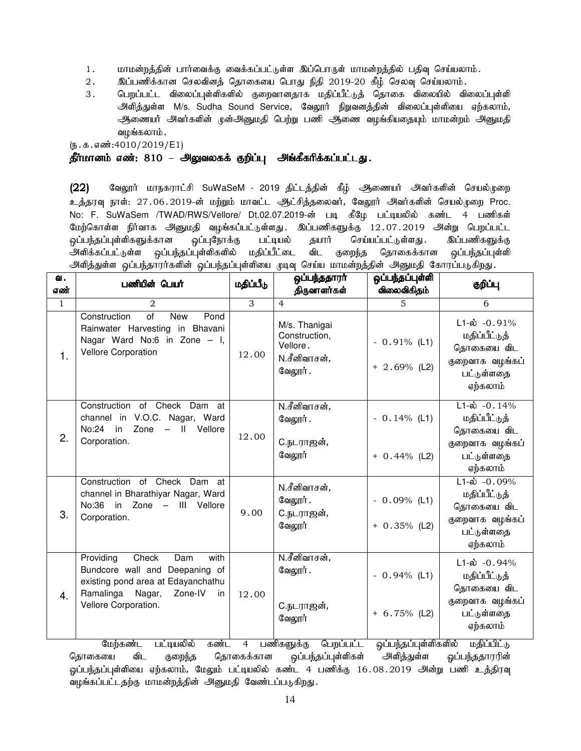1. மாமன்றத்தின் பார்வைக்கு வைக்கப்பட்டுள்ள இப்பொருள் மாமன்றத்தில் பதிவு செய்யலாம்.
2. இப்பணிக்கான செலவினத் தொகையை பொது நிதி 2019-20 கீழ் செலவு செய்யலாம்.
3. பெறப்பட்ட விலைப்புள்ளிகளில் குறைவானதாக மதிப்பீட்டுத் தொகை விலையில் விலைப்புள்ளி அளித்துள்ள M/s. Sudha Sound Service, வேலூா் நிறுவனத்தின் விலைப்புள்ளியை ஏற்கலாம், ஆணையா் அவா்களின் முன்அனுமதி பெற்று பணி ஆணை வழங்கியதையும் மாமன்றம் அனுமதி வழங்கலாம்.

(ந.க.எண்:4010/2019/E1)

**தீர்மானம் எண்: 810 – அலுவலகக் குறிப்பு அங்கீகரிக்கப்பட்டது.**

**(22)** வேலூர் மாநகராட்சி SuWaSeM - 2019 திட்டத்தின் கீழ் ஆணையர் அவர்களின் செயல்முறை உத்தரவு நாள்: 27.06.2019-ன் மற்றும் மாவட்ட ஆட்சித்தலைவர், வேலூர் அவர்களின் செயல்முறை Proc. No: F. SuWaSem /TWAD/RWS/Vellore/ Dt.02.07.2019-ன் படி கீழே பட்டியலில் கண்ட 4 பணிகள் மேற்கொள்ள நிர்வாக அனுமதி வழங்கப்பட்டுள்ளது. இப்பணிகளுக்கு 12.07.2019 அன்று பெறப்பட்ட ஒப்பந்தப்புள்ளிகளுக்கான ஒப்புநோக்கு பட்டியல் தயார் செய்யப்பட்டுள்ளது. இப்பணிகளுக்கு அளிக்கப்பட்டுள்ள ஒப்பந்தப்புள்ளிகளில் மதிப்பீட்டை விட குறைந்த தொகைக்கான ஒப்பந்தப்புள்ளி அளித்துள்ள ஒப்பந்தாரர்களின் ஒப்பந்தப்புள்ளியை முடிவு செய்ய மாமன்றத்தின் அனுமதி கோரப்படுகிறது.

| வ. எண் | பணியின் பெயர் | மதிப்பீடு | ஒப்பந்ததாரா் திருவாளா்கள் | ஒப்பந்தப்புள்ளி விலைவிகிதம் | குறிப்பு |
|---|---|---|---|---|---|
| 1 | 2 | 3 | 4 | 5 | 6 |
| 1. | Construction of New Pond Rainwater Harvesting in Bhavani Nagar Ward No:6 in Zone – I, Vellore Corporation | 12.00 | M/s. Thanigai Construction, Vellore. N.சீனிவாசன், வேலூா். | - 0.91% (L1) + 2.69% (L2) | L1-ல் -0.91% மதிப்பீட்டுத் தொகையை விட குறைவாக வழங்கப் பட்டுள்ளதை ஏற்கலாம் |
| 2. | Construction of Check Dam at channel in V.O.C. Nagar, Ward No:24 in Zone – II Vellore Corporation. | 12.00 | N.சீனிவாசன், வேலூா். C.நடராஜன், வேலூா் | - 0.14% (L1) + 0.44% (L2) | L1-ல் -0.14% மதிப்பீட்டுத் தொகையை விட குறைவாக வழங்கப் பட்டுள்ளதை ஏற்கலாம் |
| 3. | Construction of Check Dam at channel in Bharathiyar Nagar, Ward No:36 in Zone – III Vellore Corporation. | 9.00 | N.சீனிவாசன், வேலூா். C.நடராஜன், வேலூா் | - 0.09% (L1) + 0.35% (L2) | L1-ல் -0.09% மதிப்பீட்டுத் தொகையை விட குறைவாக வழங்கப் பட்டுள்ளதை ஏற்கலாம் |
| 4. | Providing Check Dam with Bundcore wall and Deepaning of existing pond area at Edayanchathu Ramalinga Nagar, Zone-IV in Vellore Corporation. | 12.00 | N.சீனிவாசன், வேலூா். C.நடராஜன், வேலூா் | - 0.94% (L1) + 6.75% (L2) | L1-ல் -0.94% மதிப்பீட்டுத் தொகையை விட குறைவாக வழங்கப் பட்டுள்ளதை ஏற்கலாம் |

மேற்கண்ட பட்டியலில் கண்ட 4 பணிகளுக்கு பெறப்பட்ட ஒப்பந்தப்புள்ளிகளில் மதிப்பிட்டு தொகையை விட குறைந்த தொகைக்கான ஒப்பந்தப்புள்ளிகள் அளித்துள்ள ஒப்பந்ததாரரின் ஒப்பந்தப்புள்ளியை ஏற்கலாம், மேலும் பட்டியலில் கண்ட 4 பணிக்கு 16.08.2019 அன்று பணி உத்திரவு வழங்கப்பட்டதற்கு மாமன்றத்தின் அனுமதி வேண்டப்படுகிறது.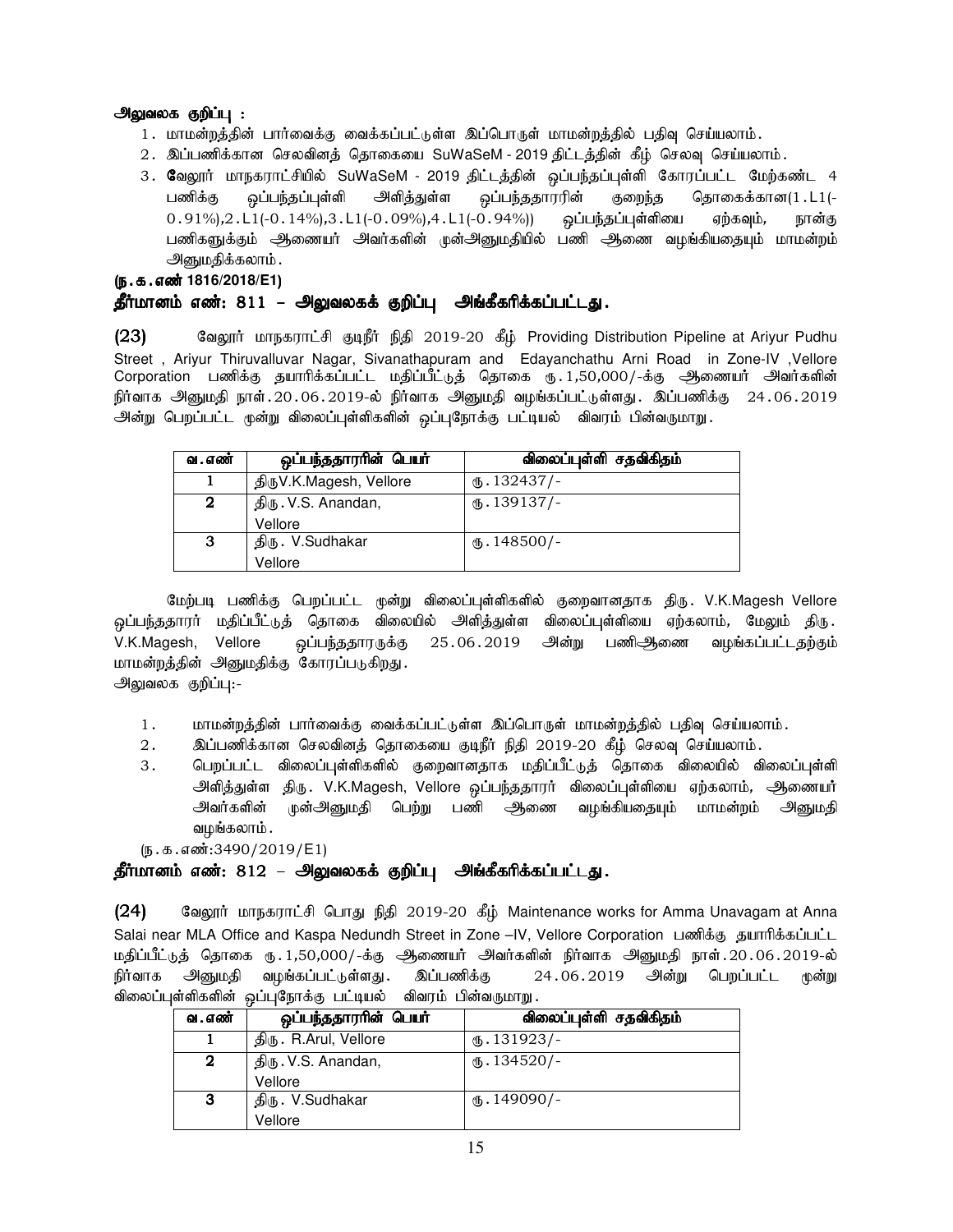**அலுவலக குறிப்பு :**

1. மாமன்றத்தின் பார்வைக்கு வைக்கப்பட்டுள்ள இப்பொருள் மாமன்றத்தில் பதிவு செய்யலாம்.
2. இப்பணிக்கான செலவினத் தொகையை SuWaSeM - 2019 திட்டத்தின் கீழ் செலவு செய்யலாம்.
3. **வே**லூர் மாநகராட்சியில் SuWaSeM - 2019 திட்டத்தின் ஒப்பந்தப்புள்ளி கோரப்பட்ட மேற்கண்ட 4 பணிக்கு ஒப்பந்தப்புள்ளி அளித்துள்ள ஒப்பந்ததாரரின் குறைந்த தொகைக்கான(1.L1(-0.91%),2.L1(-0.14%),3.L1(-0.09%),4.L1(-0.94%)) ஒப்பந்தப்புள்ளியை ஏற்கவும், நான்கு பணிகளுக்கும் ஆணையர் அவர்களின் முன்அனுமதியில் பணி ஆணை வழங்கியதையும் மாமன்றம் அனுமதிக்கலாம்.

**(ந.க.எண் 1816/2018/E1)**

**தீர்மானம் எண்: 811 – அலுவலகக் குறிப்பு அங்கீகரிக்கப்பட்டது.**

**(23)** வேலூர் மாநகராட்சி குடிநீர் நிதி 2019-20 கீழ் Providing Distribution Pipeline at Ariyur Pudhu Street , Ariyur Thiruvalluvar Nagar, Sivanathapuram and Edayanchathu Arni Road in Zone-IV ,Vellore Corporation பணிக்கு தயாரிக்கப்பட்ட மதிப்பீட்டுத் தொகை ரூ.1,50,000/-க்கு ஆணையர் அவர்களின் நிர்வாக அனுமதி நாள்.20.06.2019-ல் நிர்வாக அனுமதி வழங்கப்பட்டுள்ளது. இப்பணிக்கு 24.06.2019 அன்று பெறப்பட்ட மூன்று விலைப்புள்ளிகளின் ஒப்புநோக்கு பட்டியல் விவரம் பின்வருமாறு.

| வ.எண் | ஒப்பந்ததாரரின் பெயர் | விலைப்புள்ளி சதவிகிதம் |
|---|---|---|
| 1 | திருV.K.Magesh, Vellore | ரூ.132437/- |
| 2 | திரு.V.S. Anandan, Vellore | ரூ.139137/- |
| 3 | திரு. V.Sudhakar Vellore | ரூ.148500/- |

மேற்படி பணிக்கு பெறப்பட்ட மூன்று விலைப்புள்ளிகளில் குறைவானதாக திரு. V.K.Magesh Vellore ஒப்பந்ததாரர் மதிப்பீட்டுத் தொகை விலையில் அளித்துள்ள விலைப்புள்ளியை ஏற்கலாம், மேலும் திரு. V.K.Magesh, Vellore ஒப்பந்ததாரருக்கு 25.06.2019 அன்று பணிஆணை வழங்கப்பட்டதற்கும் மாமன்றத்தின் அனுமதிக்கு கோரப்படுகிறது.

அலுவலக குறிப்பு:-

1. மாமன்றத்தின் பார்வைக்கு வைக்கப்பட்டுள்ள இப்பொருள் மாமன்றத்தில் பதிவு செய்யலாம்.
2. இப்பணிக்கான செலவினத் தொகையை குடிநீர் நிதி 2019-20 கீழ் செலவு செய்யலாம்.
3. பெறப்பட்ட விலைப்புள்ளிகளில் குறைவானதாக மதிப்பீட்டுத் தொகை விலையில் விலைப்புள்ளி அளித்துள்ள திரு. V.K.Magesh, Vellore ஒப்பந்ததாரர் விலைப்புள்ளியை ஏற்கலாம், ஆணையர் அவர்களின் முன்அனுமதி பெற்று பணி ஆணை வழங்கியதையும் மாமன்றம் அனுமதி வழங்கலாம்.

(ந.க.எண்:3490/2019/E1)

**தீர்மானம் எண்: 812 – அலுவலகக் குறிப்பு அங்கீகரிக்கப்பட்டது.**

**(24)** வேலூர் மாநகராட்சி பொது நிதி 2019-20 கீழ் Maintenance works for Amma Unavagam at Anna Salai near MLA Office and Kaspa Nedundh Street in Zone –IV, Vellore Corporation பணிக்கு தயாரிக்கப்பட்ட மதிப்பீட்டுத் தொகை ரூ.1,50,000/-க்கு ஆணையர் அவர்களின் நிர்வாக அனுமதி நாள்.20.06.2019-ல் நிர்வாக அனுமதி வழங்கப்பட்டுள்ளது. இப்பணிக்கு 24.06.2019 அன்று பெறப்பட்ட மூன்று விலைப்புள்ளிகளின் ஒப்புநோக்கு பட்டியல் விவரம் பின்வருமாறு.

| வ.எண் | ஒப்பந்ததாரரின் பெயர் | விலைப்புள்ளி சதவிகிதம் |
|---|---|---|
| 1 | திரு. R.Arul, Vellore | ரூ.131923/- |
| 2 | திரு.V.S. Anandan, Vellore | ரூ.134520/- |
| 3 | திரு. V.Sudhakar Vellore | ரூ.149090/- |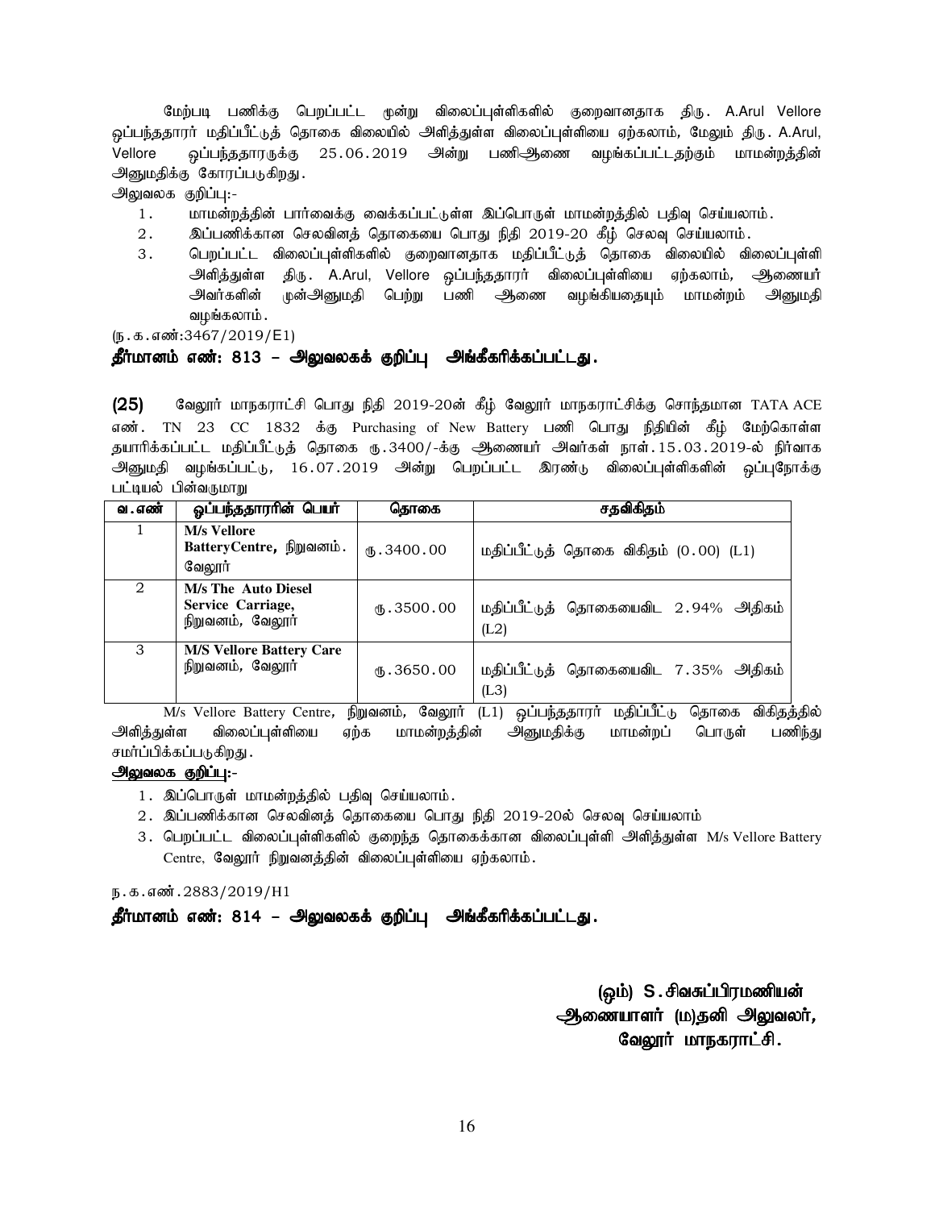மேற்படி பணிக்கு பெறப்பட்ட மூன்று விலைப்புள்ளிகளில் குறைவானதாக திரு. A.Arul Vellore ஒப்பந்ததாரர் மதிப்பீட்டுத் தொகை விலையில் அளித்துள்ள விலைப்புள்ளியை ஏற்கலாம், மேலும் திரு. A.Arul, Vellore ஒப்பந்ததாரருக்கு 25.06.2019 அன்று பணிஆணை வழங்கப்பட்டதற்கும் மாமன்றத்தின் அனுமதிக்கு கோரப்படுகிறது.

அலுவலக குறிப்பு:-

1. மாமன்றத்தின் பார்வைக்கு வைக்கப்பட்டுள்ள இப்பொருள் மாமன்றத்தில் பதிவு செய்யலாம்.
2. இப்பணிக்கான செலவினத் தொகையை பொது நிதி 2019-20 கீழ் செலவு செய்யலாம்.
3. பெறப்பட்ட விலைப்புள்ளிகளில் குறைவானதாக மதிப்பீட்டுத் தொகை விலையில் விலைப்புள்ளி அளித்துள்ள திரு. A.Arul, Vellore ஒப்பந்ததாரர் விலைப்புள்ளியை ஏற்கலாம், ஆணையர் அவர்களின் முன்அனுமதி பெற்று பணி ஆணை வழங்கியதையும் மாமன்றம் அனுமதி வழங்கலாம்.

(ந.க.எண்:3467/2019/E1)

**தீர்மானம் எண்: 813 – அலுவலகக் குறிப்பு அங்கீகரிக்கப்பட்டது.**

**(25)** வேலூர் மாநகராட்சி பொது நிதி 2019-20ன் கீழ் வேலூர் மாநகராட்சிக்கு சொந்தமான TATA ACE எண். TN 23 CC 1832 க்கு Purchasing of New Battery பணி பொது நிதியின் கீழ் மேற்கொள்ள தயாரிக்கப்பட்ட மதிப்பீட்டுத் தொகை ரு.3400/-க்கு ஆணையர் அவர்கள் நாள்.15.03.2019-ல் நிர்வாக அனுமதி வழங்கப்பட்டு, 16.07.2019 அன்று பெறப்பட்ட இரண்டு விலைப்புள்ளிகளின் ஒப்புநோக்கு பட்டியல் பின்வருமாறு

| வ.எண் | ஒப்பந்ததாரரின் பெயர் | தொகை | சதவிகிதம் |
|---|---|---|---|
| 1 | **M/s Vellore BatteryCentre,** நிறுவனம். வேலூர் | ரு.3400.00 | மதிப்பீட்டுத் தொகை விகிதம் (0.00) (L1) |
| 2 | **M/s The Auto Diesel Service Carriage,** நிறுவனம், வேலூர் | ரு.3500.00 | மதிப்பீட்டுத் தொகையைவிட 2.94% அதிகம் (L2) |
| 3 | **M/S Vellore Battery Care** நிறுவனம், வேலூர் | ரு.3650.00 | மதிப்பீட்டுத் தொகையைவிட 7.35% அதிகம் (L3) |

M/s Vellore Battery Centre, நிறுவனம், வேலூர் (L1) ஒப்பந்ததாரர் மதிப்பீட்டு தொகை விகிதத்தில் அளித்துள்ள விலைப்புள்ளியை ஏற்க மாமன்றத்தின் அனுமதிக்கு மாமன்றப் பொருள் பணிந்து சமர்ப்பிக்கப்படுகிறது.

**அலுவலக குறிப்பு:-**

1. இப்பொருள் மாமன்றத்தில் பதிவு செய்யலாம்.
2. இப்பணிக்கான செலவினத் தொகையை பொது நிதி 2019-20ல் செலவு செய்யலாம்
3. பெறப்பட்ட விலைப்புள்ளிகளில் குறைந்த தொகைக்கான விலைப்புள்ளி அளித்துள்ள M/s Vellore Battery Centre, வேலூர் நிறுவனத்தின் விலைப்புள்ளியை ஏற்கலாம்.

ந.க.எண்.2883/2019/H1

**தீர்மானம் எண்: 814 – அலுவலகக் குறிப்பு அங்கீகரிக்கப்பட்டது.**

**(ஒம்) S.சிவசுப்பிரமணியன்**
**ஆணையாளர் (ம)தனி அலுவலர்,**
**வேலூர் மாநகராட்சி.**